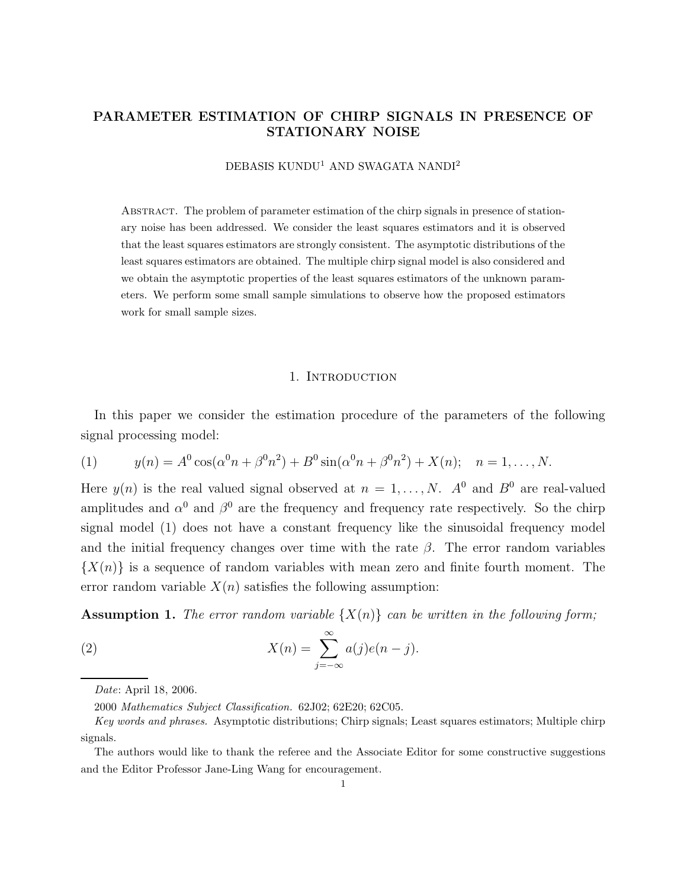# PARAMETER ESTIMATION OF CHIRP SIGNALS IN PRESENCE OF STATIONARY NOISE

DEBASIS KUNDU[1] AND SWAGATA NANDI[2]

Abstract. The problem of parameter estimation of the chirp signals in presence of stationary noise has been addressed. We consider the least squares estimators and it is observed that the least squares estimators are strongly consistent. The asymptotic distributions of the least squares estimators are obtained. The multiple chirp signal model is also considered and we obtain the asymptotic properties of the least squares estimators of the unknown parameters. We perform some small sample simulations to observe how the proposed estimators work for small sample sizes.

## 1. Introduction

In this paper we consider the estimation procedure of the parameters of the following signal processing model:

$$y(n) = A^0 \cos(\alpha^0 n + \beta^0 n^2) + B^0 \sin(\alpha^0 n + \beta^0 n^2) + X(n); \quad n = 1, \ldots, N. \tag{1}$$

Here $y(n)$ is the real valued signal observed at $n = 1, \ldots, N$. $A^0$ and $B^0$ are real-valued amplitudes and $\alpha^0$ and $\beta^0$ are the frequency and frequency rate respectively. So the chirp signal model (1) does not have a constant frequency like the sinusoidal frequency model and the initial frequency changes over time with the rate $\beta$. The error random variables $\{X(n)\}$ is a sequence of random variables with mean zero and finite fourth moment. The error random variable $X(n)$ satisfies the following assumption:

**Assumption 1.** *The error random variable $\{X(n)\}$ can be written in the following form;*

$$X(n) = \sum_{j=-\infty}^{\infty} a(j) e(n-j). \tag{2}$$

---

*Date*: April 18, 2006.

2000 *Mathematics Subject Classification.* 62J02; 62E20; 62C05.

*Key words and phrases.* Asymptotic distributions; Chirp signals; Least squares estimators; Multiple chirp signals.

The authors would like to thank the referee and the Associate Editor for some constructive suggestions and the Editor Professor Jane-Ling Wang for encouragement.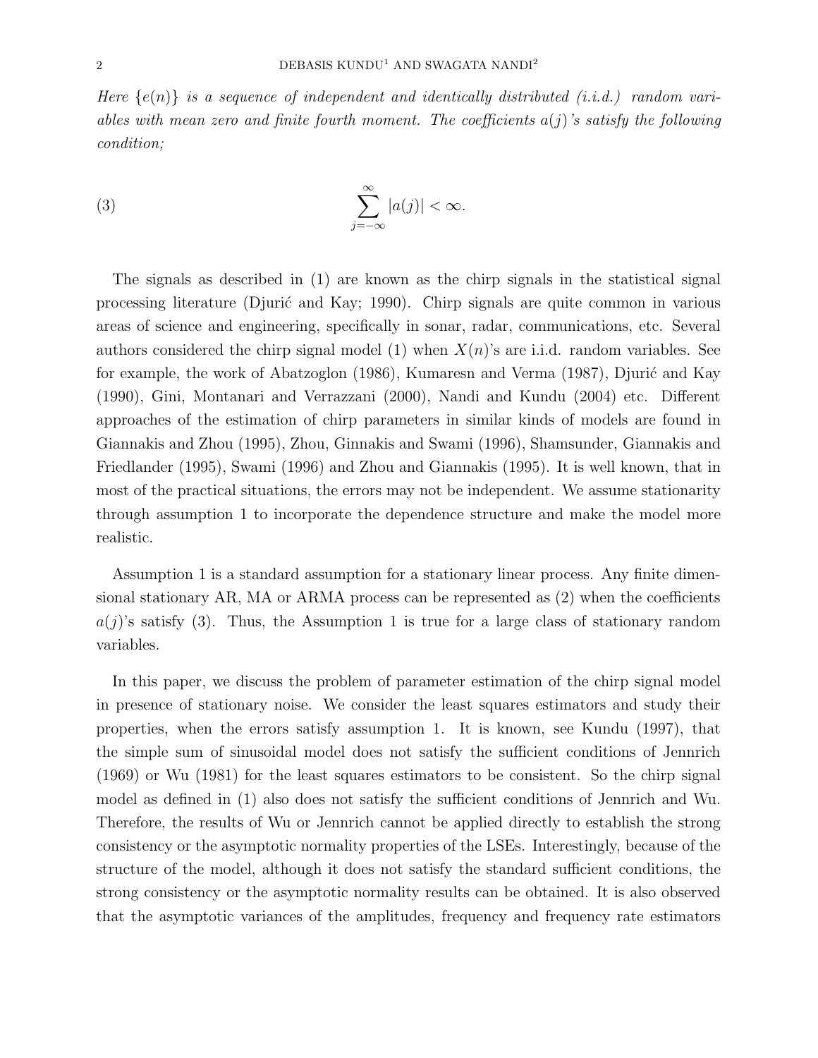*Here $\{e(n)\}$ is a sequence of independent and identically distributed (i.i.d.) random variables with mean zero and finite fourth moment. The coefficients $a(j)$'s satisfy the following condition;*

$$\sum_{j=-\infty}^{\infty} |a(j)| < \infty. \tag{3}$$

The signals as described in (1) are known as the chirp signals in the statistical signal processing literature (Djurić and Kay; 1990). Chirp signals are quite common in various areas of science and engineering, specifically in sonar, radar, communications, etc. Several authors considered the chirp signal model (1) when $X(n)$'s are i.i.d. random variables. See for example, the work of Abatzoglon (1986), Kumaresn and Verma (1987), Djurić and Kay (1990), Gini, Montanari and Verrazzani (2000), Nandi and Kundu (2004) etc. Different approaches of the estimation of chirp parameters in similar kinds of models are found in Giannakis and Zhou (1995), Zhou, Ginnakis and Swami (1996), Shamsunder, Giannakis and Friedlander (1995), Swami (1996) and Zhou and Giannakis (1995). It is well known, that in most of the practical situations, the errors may not be independent. We assume stationarity through assumption 1 to incorporate the dependence structure and make the model more realistic.

Assumption 1 is a standard assumption for a stationary linear process. Any finite dimensional stationary AR, MA or ARMA process can be represented as (2) when the coefficients $a(j)$'s satisfy (3). Thus, the Assumption 1 is true for a large class of stationary random variables.

In this paper, we discuss the problem of parameter estimation of the chirp signal model in presence of stationary noise. We consider the least squares estimators and study their properties, when the errors satisfy assumption 1. It is known, see Kundu (1997), that the simple sum of sinusoidal model does not satisfy the sufficient conditions of Jennrich (1969) or Wu (1981) for the least squares estimators to be consistent. So the chirp signal model as defined in (1) also does not satisfy the sufficient conditions of Jennrich and Wu. Therefore, the results of Wu or Jennrich cannot be applied directly to establish the strong consistency or the asymptotic normality properties of the LSEs. Interestingly, because of the structure of the model, although it does not satisfy the standard sufficient conditions, the strong consistency or the asymptotic normality results can be obtained. It is also observed that the asymptotic variances of the amplitudes, frequency and frequency rate estimators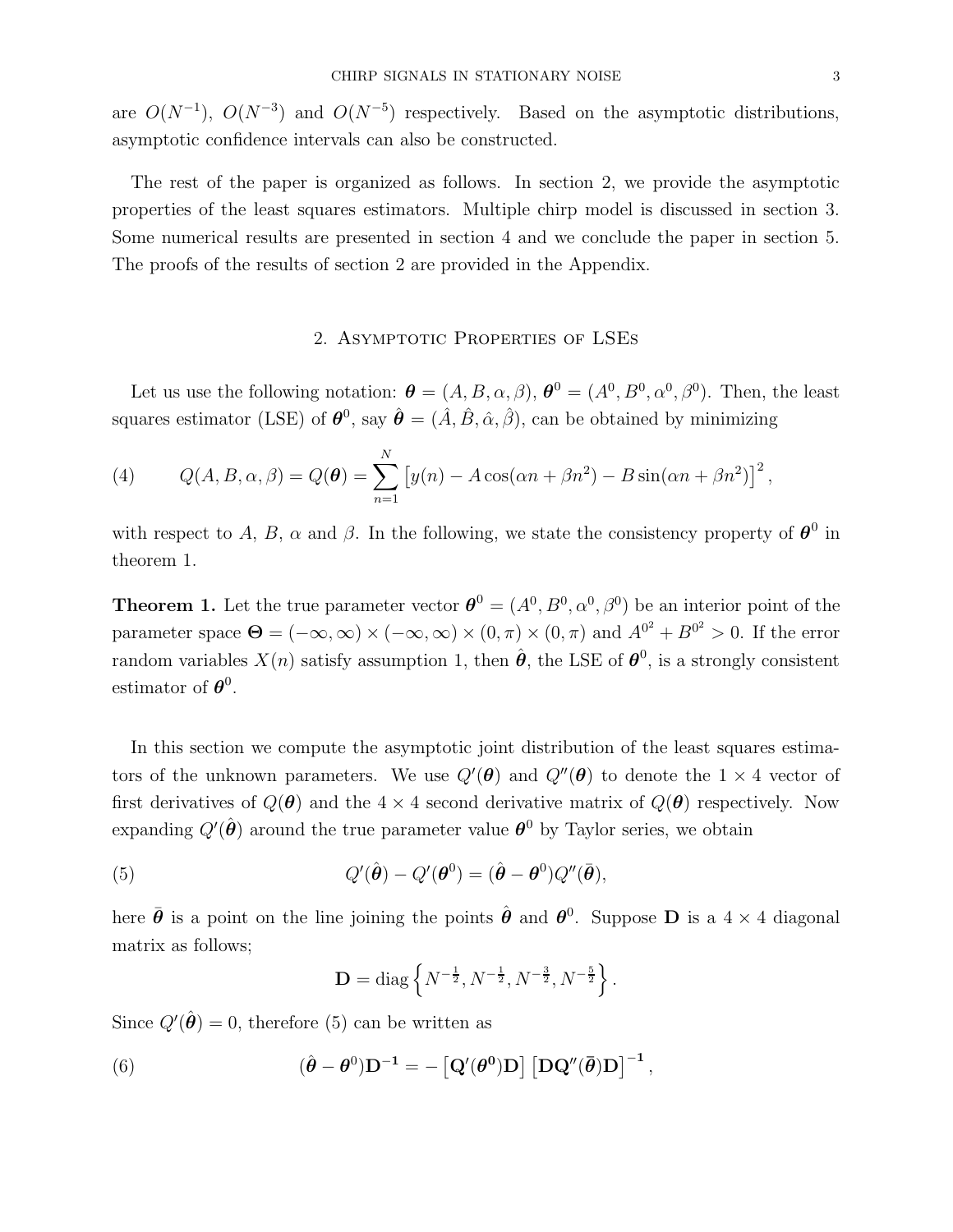are $O(N^{-1})$, $O(N^{-3})$ and $O(N^{-5})$ respectively. Based on the asymptotic distributions, asymptotic confidence intervals can also be constructed.

The rest of the paper is organized as follows. In section 2, we provide the asymptotic properties of the least squares estimators. Multiple chirp model is discussed in section 3. Some numerical results are presented in section 4 and we conclude the paper in section 5. The proofs of the results of section 2 are provided in the Appendix.

## 2. Asymptotic Properties of LSEs

Let us use the following notation: $\boldsymbol{\theta} = (A, B, \alpha, \beta)$, $\boldsymbol{\theta}^0 = (A^0, B^0, \alpha^0, \beta^0)$. Then, the least squares estimator (LSE) of $\boldsymbol{\theta}^0$, say $\hat{\boldsymbol{\theta}} = (\hat{A}, \hat{B}, \hat{\alpha}, \hat{\beta})$, can be obtained by minimizing

$$Q(A, B, \alpha, \beta) = Q(\boldsymbol{\theta}) = \sum_{n=1}^{N} \left[ y(n) - A\cos(\alpha n + \beta n^2) - B\sin(\alpha n + \beta n^2) \right]^2, \tag{4}$$

with respect to $A$, $B$, $\alpha$ and $\beta$. In the following, we state the consistency property of $\boldsymbol{\theta}^0$ in theorem 1.

**Theorem 1.** Let the true parameter vector $\boldsymbol{\theta}^0 = (A^0, B^0, \alpha^0, \beta^0)$ be an interior point of the parameter space $\boldsymbol{\Theta} = (-\infty, \infty) \times (-\infty, \infty) \times (0, \pi) \times (0, \pi)$ and $A^{0^2} + B^{0^2} > 0$. If the error random variables $X(n)$ satisfy assumption 1, then $\hat{\boldsymbol{\theta}}$, the LSE of $\boldsymbol{\theta}^0$, is a strongly consistent estimator of $\boldsymbol{\theta}^0$.

In this section we compute the asymptotic joint distribution of the least squares estimators of the unknown parameters. We use $Q'(\boldsymbol{\theta})$ and $Q''(\boldsymbol{\theta})$ to denote the $1 \times 4$ vector of first derivatives of $Q(\boldsymbol{\theta})$ and the $4 \times 4$ second derivative matrix of $Q(\boldsymbol{\theta})$ respectively. Now expanding $Q'(\hat{\boldsymbol{\theta}})$ around the true parameter value $\boldsymbol{\theta}^0$ by Taylor series, we obtain

$$Q'(\hat{\boldsymbol{\theta}}) - Q'(\boldsymbol{\theta}^0) = (\hat{\boldsymbol{\theta}} - \boldsymbol{\theta}^0) Q''(\bar{\boldsymbol{\theta}}), \tag{5}$$

here $\bar{\boldsymbol{\theta}}$ is a point on the line joining the points $\hat{\boldsymbol{\theta}}$ and $\boldsymbol{\theta}^0$. Suppose $\mathbf{D}$ is a $4 \times 4$ diagonal matrix as follows;

$$\mathbf{D} = \operatorname{diag}\left\{ N^{-\frac{1}{2}}, N^{-\frac{1}{2}}, N^{-\frac{3}{2}}, N^{-\frac{5}{2}} \right\}.$$

Since $Q'(\hat{\boldsymbol{\theta}}) = 0$, therefore (5) can be written as

$$(\hat{\boldsymbol{\theta}} - \boldsymbol{\theta}^0)\mathbf{D}^{-1} = -\left[ \mathbf{Q}'(\boldsymbol{\theta}^0)\mathbf{D} \right] \left[ \mathbf{D}\mathbf{Q}''(\bar{\boldsymbol{\theta}})\mathbf{D} \right]^{-1}, \tag{6}$$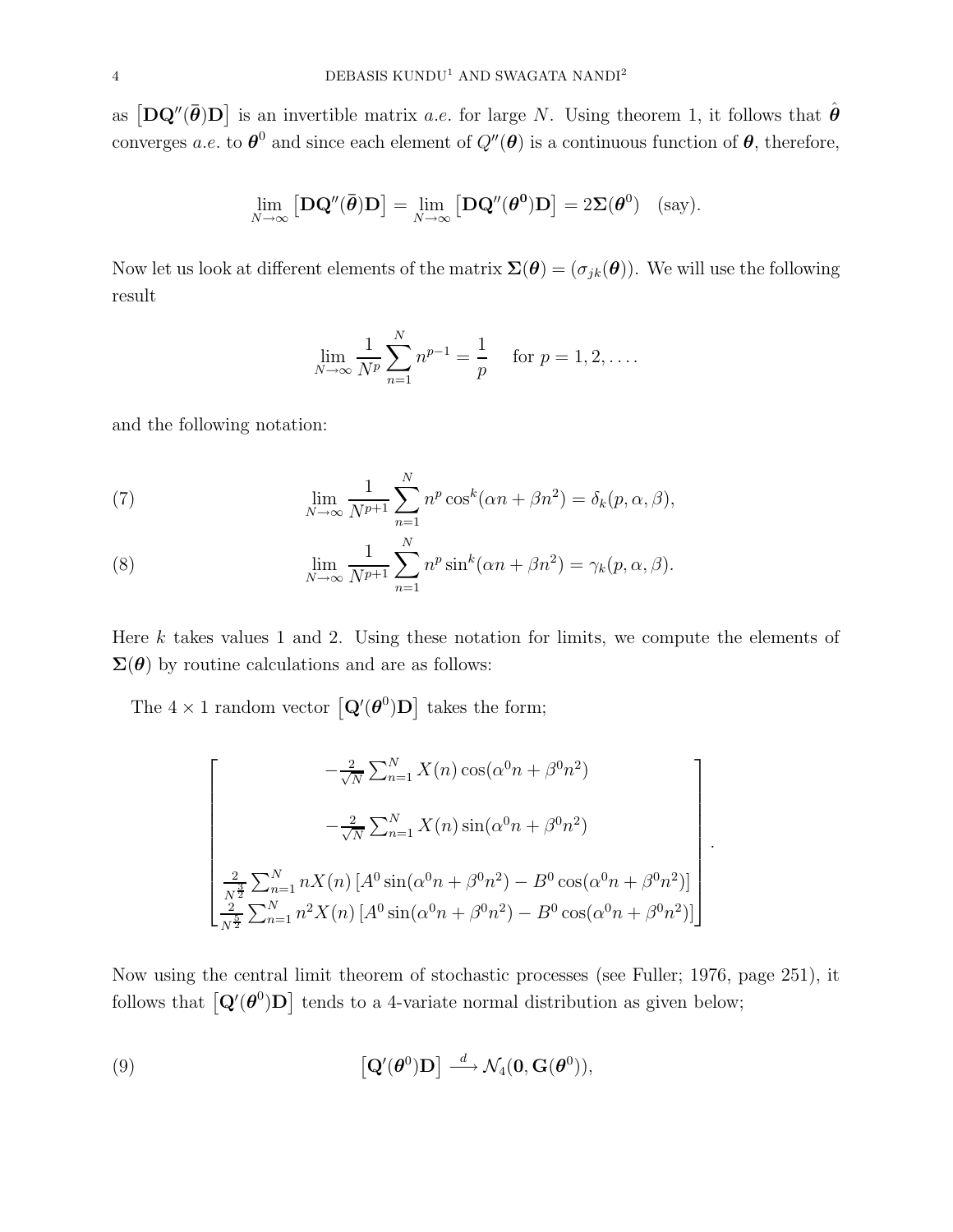as $\left[\mathbf{D}\mathbf{Q}''(\bar{\boldsymbol{\theta}})\mathbf{D}\right]$ is an invertible matrix *a.e.* for large $N$. Using theorem 1, it follows that $\hat{\boldsymbol{\theta}}$ converges *a.e.* to $\boldsymbol{\theta}^0$ and since each element of $Q''(\boldsymbol{\theta})$ is a continuous function of $\boldsymbol{\theta}$, therefore,

$$\lim_{N\to\infty}\left[\mathbf{D}\mathbf{Q}''(\bar{\boldsymbol{\theta}})\mathbf{D}\right] = \lim_{N\to\infty}\left[\mathbf{D}\mathbf{Q}''(\boldsymbol{\theta}^{\mathbf{0}})\mathbf{D}\right] = 2\boldsymbol{\Sigma}(\boldsymbol{\theta}^0) \quad \text{(say)}.$$

Now let us look at different elements of the matrix $\boldsymbol{\Sigma}(\boldsymbol{\theta}) = (\sigma_{jk}(\boldsymbol{\theta}))$. We will use the following result

$$\lim_{N\to\infty}\frac{1}{N^p}\sum_{n=1}^{N} n^{p-1} = \frac{1}{p} \quad \text{ for } p = 1, 2, \ldots.$$

and the following notation:

$$\lim_{N\to\infty}\frac{1}{N^{p+1}}\sum_{n=1}^{N} n^p \cos^k(\alpha n + \beta n^2) = \delta_k(p, \alpha, \beta), \tag{7}$$

$$\lim_{N\to\infty}\frac{1}{N^{p+1}}\sum_{n=1}^{N} n^p \sin^k(\alpha n + \beta n^2) = \gamma_k(p, \alpha, \beta). \tag{8}$$

Here $k$ takes values 1 and 2. Using these notation for limits, we compute the elements of $\boldsymbol{\Sigma}(\boldsymbol{\theta})$ by routine calculations and are as follows:

The $4 \times 1$ random vector $\left[\mathbf{Q}'(\boldsymbol{\theta}^0)\mathbf{D}\right]$ takes the form;

$$\begin{bmatrix} -\frac{2}{\sqrt{N}}\sum_{n=1}^{N} X(n)\cos(\alpha^0 n + \beta^0 n^2) \\ \\ -\frac{2}{\sqrt{N}}\sum_{n=1}^{N} X(n)\sin(\alpha^0 n + \beta^0 n^2) \\ \\ \frac{2}{N^{\frac{3}{2}}}\sum_{n=1}^{N} nX(n)\left[A^0\sin(\alpha^0 n + \beta^0 n^2) - B^0\cos(\alpha^0 n + \beta^0 n^2)\right] \\ \frac{2}{N^{\frac{5}{2}}}\sum_{n=1}^{N} n^2 X(n)\left[A^0\sin(\alpha^0 n + \beta^0 n^2) - B^0\cos(\alpha^0 n + \beta^0 n^2)\right] \end{bmatrix}.$$

Now using the central limit theorem of stochastic processes (see Fuller; 1976, page 251), it follows that $\left[\mathbf{Q}'(\boldsymbol{\theta}^0)\mathbf{D}\right]$ tends to a 4-variate normal distribution as given below;

$$\left[\mathbf{Q}'(\boldsymbol{\theta}^0)\mathbf{D}\right] \xrightarrow{d} \mathcal{N}_4(\mathbf{0}, \mathbf{G}(\boldsymbol{\theta}^0)), \tag{9}$$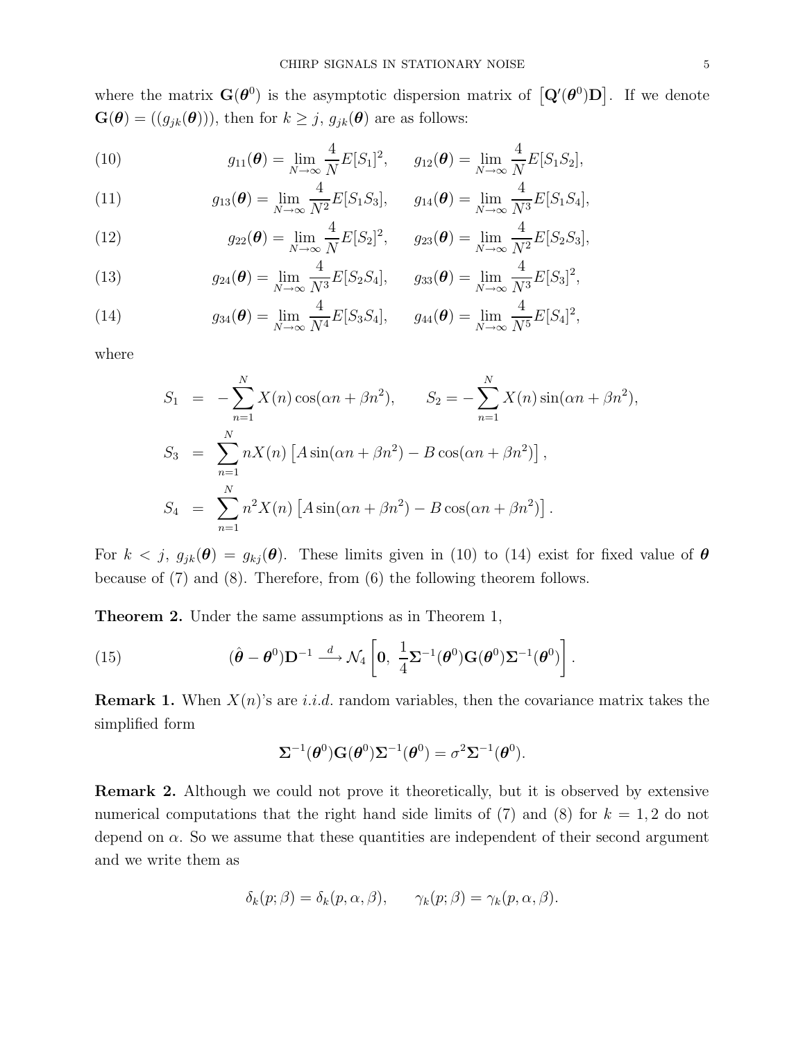where the matrix $\mathbf{G}(\boldsymbol{\theta}^0)$ is the asymptotic dispersion matrix of $\left[\mathbf{Q}'(\boldsymbol{\theta}^0)\mathbf{D}\right]$. If we denote $\mathbf{G}(\boldsymbol{\theta}) = ((g_{jk}(\boldsymbol{\theta})))$, then for $k \geq j$, $g_{jk}(\boldsymbol{\theta})$ are as follows:

$$
g_{11}(\boldsymbol{\theta}) = \lim_{N\to\infty} \frac{4}{N} E[S_1]^2, \qquad g_{12}(\boldsymbol{\theta}) = \lim_{N\to\infty} \frac{4}{N} E[S_1 S_2], \tag{10}
$$

$$
g_{13}(\boldsymbol{\theta}) = \lim_{N\to\infty} \frac{4}{N^2} E[S_1 S_3], \qquad g_{14}(\boldsymbol{\theta}) = \lim_{N\to\infty} \frac{4}{N^3} E[S_1 S_4], \tag{11}
$$

$$
g_{22}(\boldsymbol{\theta}) = \lim_{N\to\infty} \frac{4}{N} E[S_2]^2, \qquad g_{23}(\boldsymbol{\theta}) = \lim_{N\to\infty} \frac{4}{N^2} E[S_2 S_3], \tag{12}
$$

$$
g_{24}(\boldsymbol{\theta}) = \lim_{N\to\infty} \frac{4}{N^3} E[S_2 S_4], \qquad g_{33}(\boldsymbol{\theta}) = \lim_{N\to\infty} \frac{4}{N^3} E[S_3]^2, \tag{13}
$$

$$
g_{34}(\boldsymbol{\theta}) = \lim_{N\to\infty} \frac{4}{N^4} E[S_3 S_4], \qquad g_{44}(\boldsymbol{\theta}) = \lim_{N\to\infty} \frac{4}{N^5} E[S_4]^2, \tag{14}
$$

where

$$
\begin{aligned}
S_1 &= -\sum_{n=1}^{N} X(n)\cos(\alpha n + \beta n^2), \qquad S_2 = -\sum_{n=1}^{N} X(n)\sin(\alpha n + \beta n^2), \\
S_3 &= \sum_{n=1}^{N} n X(n)\left[A\sin(\alpha n + \beta n^2) - B\cos(\alpha n + \beta n^2)\right], \\
S_4 &= \sum_{n=1}^{N} n^2 X(n)\left[A\sin(\alpha n + \beta n^2) - B\cos(\alpha n + \beta n^2)\right].
\end{aligned}
$$

For $k < j$, $g_{jk}(\boldsymbol{\theta}) = g_{kj}(\boldsymbol{\theta})$. These limits given in (10) to (14) exist for fixed value of $\boldsymbol{\theta}$ because of (7) and (8). Therefore, from (6) the following theorem follows.

**Theorem 2.** Under the same assumptions as in Theorem 1,

$$
(\hat{\boldsymbol{\theta}} - \boldsymbol{\theta}^0)\mathbf{D}^{-1} \xrightarrow{d} \mathcal{N}_4\left[\mathbf{0},\ \frac{1}{4}\boldsymbol{\Sigma}^{-1}(\boldsymbol{\theta}^0)\mathbf{G}(\boldsymbol{\theta}^0)\boldsymbol{\Sigma}^{-1}(\boldsymbol{\theta}^0)\right]. \tag{15}
$$

**Remark 1.** When $X(n)$'s are *i.i.d.* random variables, then the covariance matrix takes the simplified form

$$
\boldsymbol{\Sigma}^{-1}(\boldsymbol{\theta}^0)\mathbf{G}(\boldsymbol{\theta}^0)\boldsymbol{\Sigma}^{-1}(\boldsymbol{\theta}^0) = \sigma^2\boldsymbol{\Sigma}^{-1}(\boldsymbol{\theta}^0).
$$

**Remark 2.** Although we could not prove it theoretically, but it is observed by extensive numerical computations that the right hand side limits of (7) and (8) for $k = 1, 2$ do not depend on $\alpha$. So we assume that these quantities are independent of their second argument and we write them as

$$
\delta_k(p;\beta) = \delta_k(p,\alpha,\beta), \qquad \gamma_k(p;\beta) = \gamma_k(p,\alpha,\beta).
$$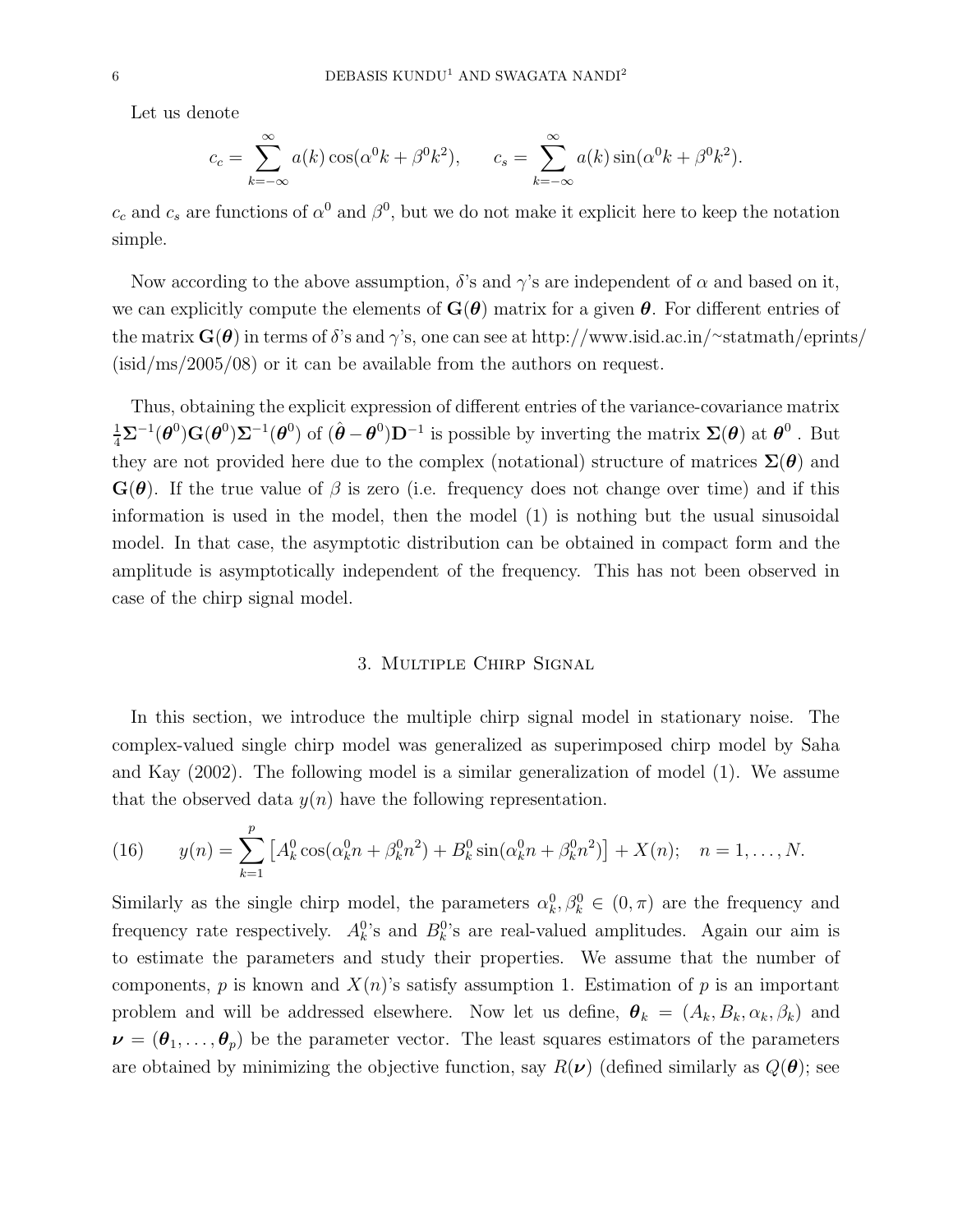Let us denote

$$c_c = \sum_{k=-\infty}^{\infty} a(k)\cos(\alpha^0 k + \beta^0 k^2), \qquad c_s = \sum_{k=-\infty}^{\infty} a(k)\sin(\alpha^0 k + \beta^0 k^2).$$

$c_c$ and $c_s$ are functions of $\alpha^0$ and $\beta^0$, but we do not make it explicit here to keep the notation simple.

Now according to the above assumption, $\delta$'s and $\gamma$'s are independent of $\alpha$ and based on it, we can explicitly compute the elements of $\mathbf{G}(\boldsymbol{\theta})$ matrix for a given $\boldsymbol{\theta}$. For different entries of the matrix $\mathbf{G}(\boldsymbol{\theta})$ in terms of $\delta$'s and $\gamma$'s, one can see at http://www.isid.ac.in/~statmath/eprints/ (isid/ms/2005/08) or it can be available from the authors on request.

Thus, obtaining the explicit expression of different entries of the variance-covariance matrix $\frac{1}{4}\boldsymbol{\Sigma}^{-1}(\boldsymbol{\theta}^0)\mathbf{G}(\boldsymbol{\theta}^0)\boldsymbol{\Sigma}^{-1}(\boldsymbol{\theta}^0)$ of $(\hat{\boldsymbol{\theta}} - \boldsymbol{\theta}^0)\mathbf{D}^{-1}$ is possible by inverting the matrix $\boldsymbol{\Sigma}(\boldsymbol{\theta})$ at $\boldsymbol{\theta}^0$ . But they are not provided here due to the complex (notational) structure of matrices $\boldsymbol{\Sigma}(\boldsymbol{\theta})$ and $\mathbf{G}(\boldsymbol{\theta})$. If the true value of $\beta$ is zero (i.e. frequency does not change over time) and if this information is used in the model, then the model (1) is nothing but the usual sinusoidal model. In that case, the asymptotic distribution can be obtained in compact form and the amplitude is asymptotically independent of the frequency. This has not been observed in case of the chirp signal model.

## 3. Multiple Chirp Signal

In this section, we introduce the multiple chirp signal model in stationary noise. The complex-valued single chirp model was generalized as superimposed chirp model by Saha and Kay (2002). The following model is a similar generalization of model (1). We assume that the observed data $y(n)$ have the following representation.

$$y(n) = \sum_{k=1}^{p} \left[A_k^0 \cos(\alpha_k^0 n + \beta_k^0 n^2) + B_k^0 \sin(\alpha_k^0 n + \beta_k^0 n^2)\right] + X(n); \quad n = 1, \ldots, N. \tag{16}$$

Similarly as the single chirp model, the parameters $\alpha_k^0, \beta_k^0 \in (0, \pi)$ are the frequency and frequency rate respectively. $A_k^0$'s and $B_k^0$'s are real-valued amplitudes. Again our aim is to estimate the parameters and study their properties. We assume that the number of components, $p$ is known and $X(n)$'s satisfy assumption 1. Estimation of $p$ is an important problem and will be addressed elsewhere. Now let us define, $\boldsymbol{\theta}_k = (A_k, B_k, \alpha_k, \beta_k)$ and $\boldsymbol{\nu} = (\boldsymbol{\theta}_1, \ldots, \boldsymbol{\theta}_p)$ be the parameter vector. The least squares estimators of the parameters are obtained by minimizing the objective function, say $R(\boldsymbol{\nu})$ (defined similarly as $Q(\boldsymbol{\theta})$; see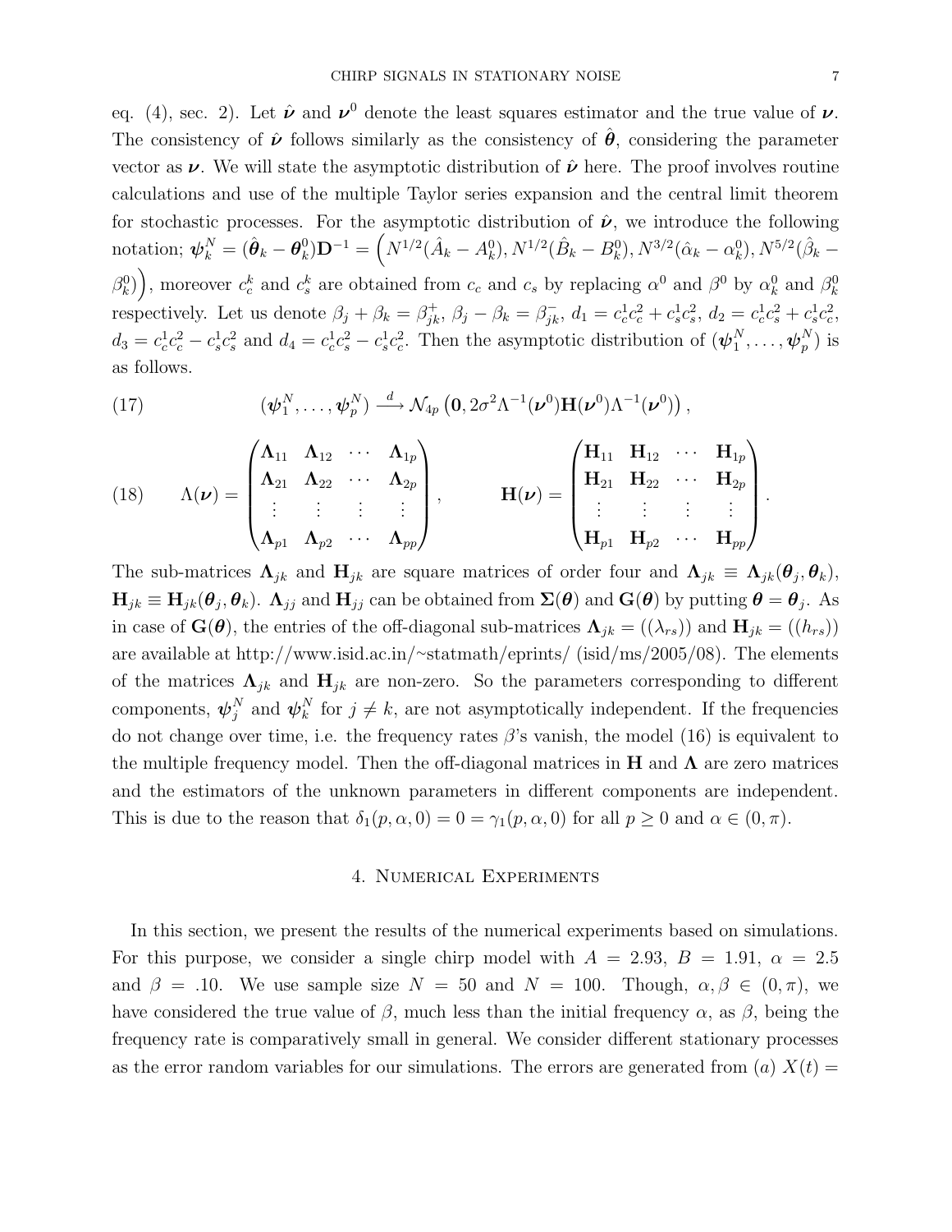eq. (4), sec. 2). Let $\hat{\boldsymbol{\nu}}$ and $\boldsymbol{\nu}^0$ denote the least squares estimator and the true value of $\boldsymbol{\nu}$. The consistency of $\hat{\boldsymbol{\nu}}$ follows similarly as the consistency of $\hat{\boldsymbol{\theta}}$, considering the parameter vector as $\boldsymbol{\nu}$. We will state the asymptotic distribution of $\hat{\boldsymbol{\nu}}$ here. The proof involves routine calculations and use of the multiple Taylor series expansion and the central limit theorem for stochastic processes. For the asymptotic distribution of $\hat{\boldsymbol{\nu}}$, we introduce the following notation; $\boldsymbol{\psi}_k^N = (\hat{\boldsymbol{\theta}}_k - \boldsymbol{\theta}_k^0)\mathbf{D}^{-1} = \Big(N^{1/2}(\hat{A}_k - A_k^0), N^{1/2}(\hat{B}_k - B_k^0), N^{3/2}(\hat{\alpha}_k - \alpha_k^0), N^{5/2}(\hat{\beta}_k - \beta_k^0)\Big)$, moreover $c_c^k$ and $c_s^k$ are obtained from $c_c$ and $c_s$ by replacing $\alpha^0$ and $\beta^0$ by $\alpha_k^0$ and $\beta_k^0$ respectively. Let us denote $\beta_j + \beta_k = \beta_{jk}^+$, $\beta_j - \beta_k = \beta_{jk}^-$, $d_1 = c_c^1 c_c^2 + c_s^1 c_s^2$, $d_2 = c_c^1 c_s^2 + c_s^1 c_c^2$, $d_3 = c_c^1 c_c^2 - c_s^1 c_s^2$ and $d_4 = c_c^1 c_s^2 - c_s^1 c_c^2$. Then the asymptotic distribution of $(\boldsymbol{\psi}_1^N, \ldots, \boldsymbol{\psi}_p^N)$ is as follows.

$$(\boldsymbol{\psi}_1^N, \ldots, \boldsymbol{\psi}_p^N) \xrightarrow{d} \mathcal{N}_{4p}\left(\mathbf{0}, 2\sigma^2 \Lambda^{-1}(\boldsymbol{\nu}^0)\mathbf{H}(\boldsymbol{\nu}^0)\Lambda^{-1}(\boldsymbol{\nu}^0)\right), \tag{17}$$

$$\Lambda(\boldsymbol{\nu}) = \begin{pmatrix} \boldsymbol{\Lambda}_{11} & \boldsymbol{\Lambda}_{12} & \cdots & \boldsymbol{\Lambda}_{1p} \\ \boldsymbol{\Lambda}_{21} & \boldsymbol{\Lambda}_{22} & \cdots & \boldsymbol{\Lambda}_{2p} \\ \vdots & \vdots & \vdots & \vdots \\ \boldsymbol{\Lambda}_{p1} & \boldsymbol{\Lambda}_{p2} & \cdots & \boldsymbol{\Lambda}_{pp} \end{pmatrix}, \qquad \mathbf{H}(\boldsymbol{\nu}) = \begin{pmatrix} \mathbf{H}_{11} & \mathbf{H}_{12} & \cdots & \mathbf{H}_{1p} \\ \mathbf{H}_{21} & \mathbf{H}_{22} & \cdots & \mathbf{H}_{2p} \\ \vdots & \vdots & \vdots & \vdots \\ \mathbf{H}_{p1} & \mathbf{H}_{p2} & \cdots & \mathbf{H}_{pp} \end{pmatrix}. \tag{18}$$

The sub-matrices $\boldsymbol{\Lambda}_{jk}$ and $\mathbf{H}_{jk}$ are square matrices of order four and $\boldsymbol{\Lambda}_{jk} \equiv \boldsymbol{\Lambda}_{jk}(\boldsymbol{\theta}_j, \boldsymbol{\theta}_k)$, $\mathbf{H}_{jk} \equiv \mathbf{H}_{jk}(\boldsymbol{\theta}_j, \boldsymbol{\theta}_k)$. $\boldsymbol{\Lambda}_{jj}$ and $\mathbf{H}_{jj}$ can be obtained from $\boldsymbol{\Sigma}(\boldsymbol{\theta})$ and $\mathbf{G}(\boldsymbol{\theta})$ by putting $\boldsymbol{\theta} = \boldsymbol{\theta}_j$. As in case of $\mathbf{G}(\boldsymbol{\theta})$, the entries of the off-diagonal sub-matrices $\boldsymbol{\Lambda}_{jk} = ((\lambda_{rs}))$ and $\mathbf{H}_{jk} = ((h_{rs}))$ are available at http://www.isid.ac.in/~statmath/eprints/ (isid/ms/2005/08). The elements of the matrices $\boldsymbol{\Lambda}_{jk}$ and $\mathbf{H}_{jk}$ are non-zero. So the parameters corresponding to different components, $\boldsymbol{\psi}_j^N$ and $\boldsymbol{\psi}_k^N$ for $j \neq k$, are not asymptotically independent. If the frequencies do not change over time, i.e. the frequency rates $\beta$'s vanish, the model (16) is equivalent to the multiple frequency model. Then the off-diagonal matrices in $\mathbf{H}$ and $\boldsymbol{\Lambda}$ are zero matrices and the estimators of the unknown parameters in different components are independent. This is due to the reason that $\delta_1(p, \alpha, 0) = 0 = \gamma_1(p, \alpha, 0)$ for all $p \geq 0$ and $\alpha \in (0, \pi)$.

## 4. Numerical Experiments

In this section, we present the results of the numerical experiments based on simulations. For this purpose, we consider a single chirp model with $A = 2.93$, $B = 1.91$, $\alpha = 2.5$ and $\beta = .10$. We use sample size $N = 50$ and $N = 100$. Though, $\alpha, \beta \in (0, \pi)$, we have considered the true value of $\beta$, much less than the initial frequency $\alpha$, as $\beta$, being the frequency rate is comparatively small in general. We consider different stationary processes as the error random variables for our simulations. The errors are generated from $(a)$ $X(t) =$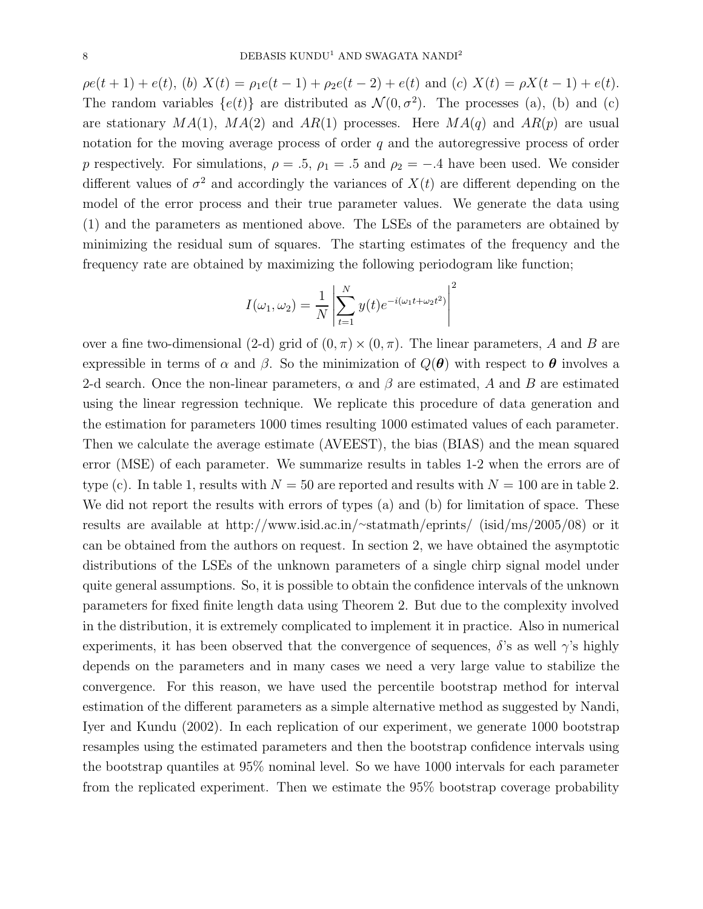$\rho e(t+1) + e(t)$, (b) $X(t) = \rho_1 e(t-1) + \rho_2 e(t-2) + e(t)$ and (c) $X(t) = \rho X(t-1) + e(t)$. The random variables $\{e(t)\}$ are distributed as $\mathcal{N}(0, \sigma^2)$. The processes (a), (b) and (c) are stationary $MA(1)$, $MA(2)$ and $AR(1)$ processes. Here $MA(q)$ and $AR(p)$ are usual notation for the moving average process of order $q$ and the autoregressive process of order $p$ respectively. For simulations, $\rho = .5$, $\rho_1 = .5$ and $\rho_2 = -.4$ have been used. We consider different values of $\sigma^2$ and accordingly the variances of $X(t)$ are different depending on the model of the error process and their true parameter values. We generate the data using (1) and the parameters as mentioned above. The LSEs of the parameters are obtained by minimizing the residual sum of squares. The starting estimates of the frequency and the frequency rate are obtained by maximizing the following periodogram like function;

$$I(\omega_1, \omega_2) = \frac{1}{N} \left| \sum_{t=1}^{N} y(t) e^{-i(\omega_1 t + \omega_2 t^2)} \right|^2$$

over a fine two-dimensional (2-d) grid of $(0, \pi) \times (0, \pi)$. The linear parameters, $A$ and $B$ are expressible in terms of $\alpha$ and $\beta$. So the minimization of $Q(\boldsymbol{\theta})$ with respect to $\boldsymbol{\theta}$ involves a 2-d search. Once the non-linear parameters, $\alpha$ and $\beta$ are estimated, $A$ and $B$ are estimated using the linear regression technique. We replicate this procedure of data generation and the estimation for parameters 1000 times resulting 1000 estimated values of each parameter. Then we calculate the average estimate (AVEEST), the bias (BIAS) and the mean squared error (MSE) of each parameter. We summarize results in tables 1-2 when the errors are of type (c). In table 1, results with $N = 50$ are reported and results with $N = 100$ are in table 2. We did not report the results with errors of types (a) and (b) for limitation of space. These results are available at http://www.isid.ac.in/~statmath/eprints/ (isid/ms/2005/08) or it can be obtained from the authors on request. In section 2, we have obtained the asymptotic distributions of the LSEs of the unknown parameters of a single chirp signal model under quite general assumptions. So, it is possible to obtain the confidence intervals of the unknown parameters for fixed finite length data using Theorem 2. But due to the complexity involved in the distribution, it is extremely complicated to implement it in practice. Also in numerical experiments, it has been observed that the convergence of sequences, $\delta$'s as well $\gamma$'s highly depends on the parameters and in many cases we need a very large value to stabilize the convergence. For this reason, we have used the percentile bootstrap method for interval estimation of the different parameters as a simple alternative method as suggested by Nandi, Iyer and Kundu (2002). In each replication of our experiment, we generate 1000 bootstrap resamples using the estimated parameters and then the bootstrap confidence intervals using the bootstrap quantiles at 95% nominal level. So we have 1000 intervals for each parameter from the replicated experiment. Then we estimate the 95% bootstrap coverage probability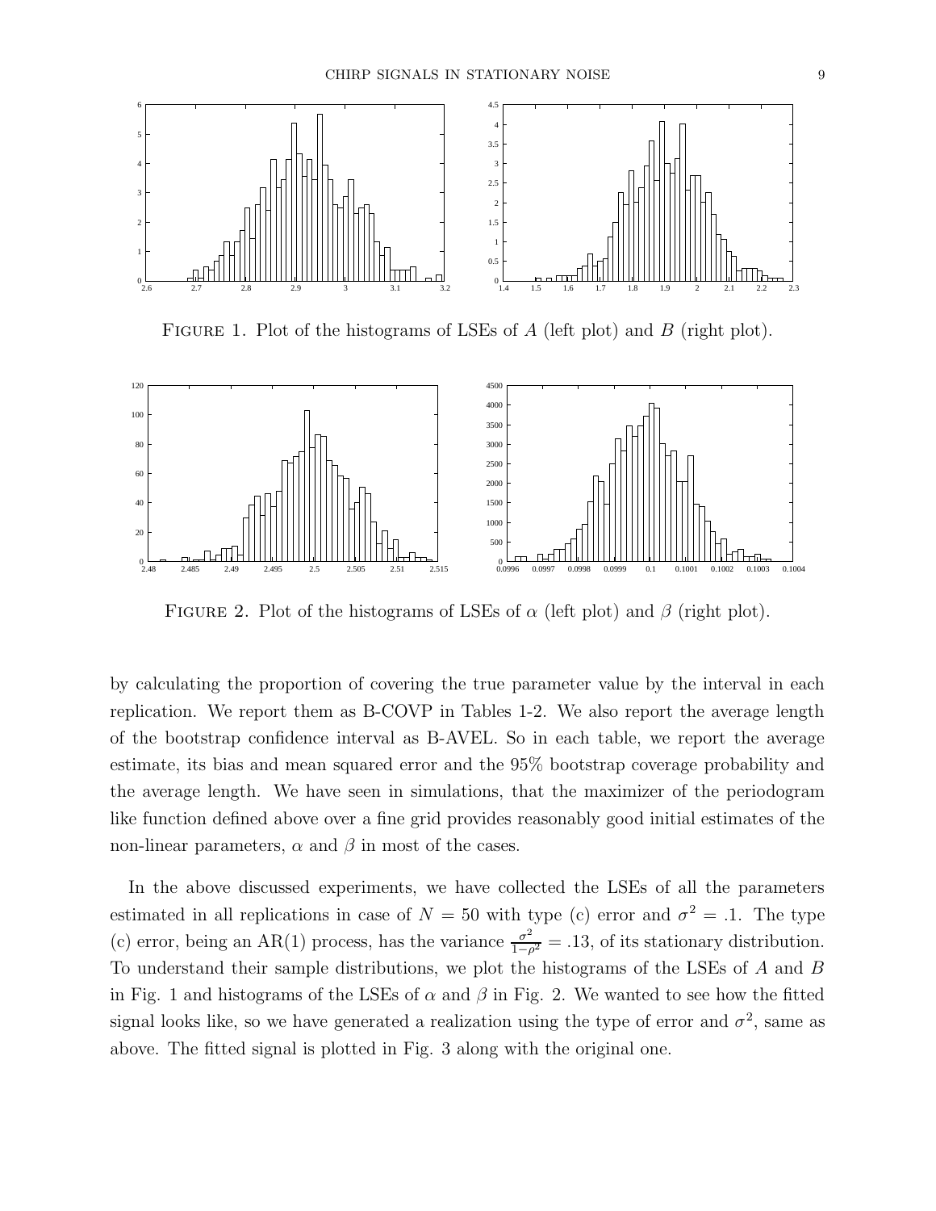FIGURE 1. Plot of the histograms of LSEs of $A$ (left plot) and $B$ (right plot).

FIGURE 2. Plot of the histograms of LSEs of $\alpha$ (left plot) and $\beta$ (right plot).

by calculating the proportion of covering the true parameter value by the interval in each replication. We report them as B-COVP in Tables 1-2. We also report the average length of the bootstrap confidence interval as B-AVEL. So in each table, we report the average estimate, its bias and mean squared error and the 95% bootstrap coverage probability and the average length. We have seen in simulations, that the maximizer of the periodogram like function defined above over a fine grid provides reasonably good initial estimates of the non-linear parameters, $\alpha$ and $\beta$ in most of the cases.

In the above discussed experiments, we have collected the LSEs of all the parameters estimated in all replications in case of $N = 50$ with type (c) error and $\sigma^2 = .1$. The type (c) error, being an AR(1) process, has the variance $\frac{\sigma^2}{1-\rho^2} = .13$, of its stationary distribution. To understand their sample distributions, we plot the histograms of the LSEs of $A$ and $B$ in Fig. 1 and histograms of the LSEs of $\alpha$ and $\beta$ in Fig. 2. We wanted to see how the fitted signal looks like, so we have generated a realization using the type of error and $\sigma^2$, same as above. The fitted signal is plotted in Fig. 3 along with the original one.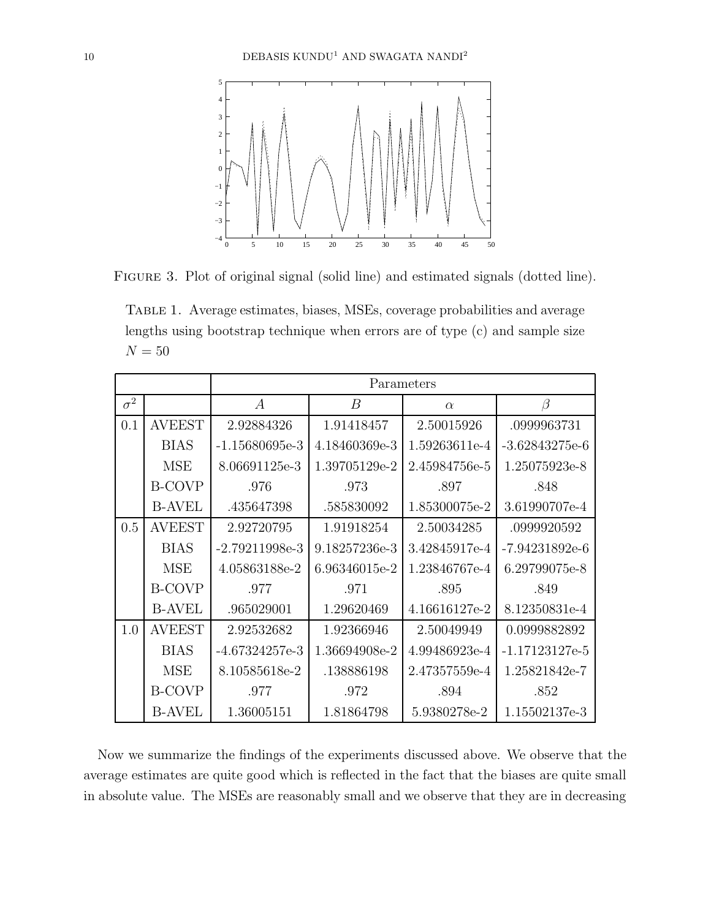FIGURE 3. Plot of original signal (solid line) and estimated signals (dotted line).

TABLE 1. Average estimates, biases, MSEs, coverage probabilities and average lengths using bootstrap technique when errors are of type (c) and sample size $N = 50$

| | | Parameters | | | |
|---|---|---|---|---|---|
| $\sigma^2$ | | $A$ | $B$ | $\alpha$ | $\beta$ |
| 0.1 | AVEEST | 2.92884326 | 1.91418457 | 2.50015926 | .0999963731 |
| | BIAS | -1.15680695e-3 | 4.18460369e-3 | 1.59263611e-4 | -3.62843275e-6 |
| | MSE | 8.06691125e-3 | 1.39705129e-2 | 2.45984756e-5 | 1.25075923e-8 |
| | B-COVP | .976 | .973 | .897 | .848 |
| | B-AVEL | .435647398 | .585830092 | 1.85300075e-2 | 3.61990707e-4 |
| 0.5 | AVEEST | 2.92720795 | 1.91918254 | 2.50034285 | .0999920592 |
| | BIAS | -2.79211998e-3 | 9.18257236e-3 | 3.42845917e-4 | -7.94231892e-6 |
| | MSE | 4.05863188e-2 | 6.96346015e-2 | 1.23846767e-4 | 6.29799075e-8 |
| | B-COVP | .977 | .971 | .895 | .849 |
| | B-AVEL | .965029001 | 1.29620469 | 4.16616127e-2 | 8.12350831e-4 |
| 1.0 | AVEEST | 2.92532682 | 1.92366946 | 2.50049949 | 0.0999882892 |
| | BIAS | -4.67324257e-3 | 1.36694908e-2 | 4.99486923e-4 | -1.17123127e-5 |
| | MSE | 8.10585618e-2 | .138886198 | 2.47357559e-4 | 1.25821842e-7 |
| | B-COVP | .977 | .972 | .894 | .852 |
| | B-AVEL | 1.36005151 | 1.81864798 | 5.9380278e-2 | 1.15502137e-3 |

Now we summarize the findings of the experiments discussed above. We observe that the average estimates are quite good which is reflected in the fact that the biases are quite small in absolute value. The MSEs are reasonably small and we observe that they are in decreasing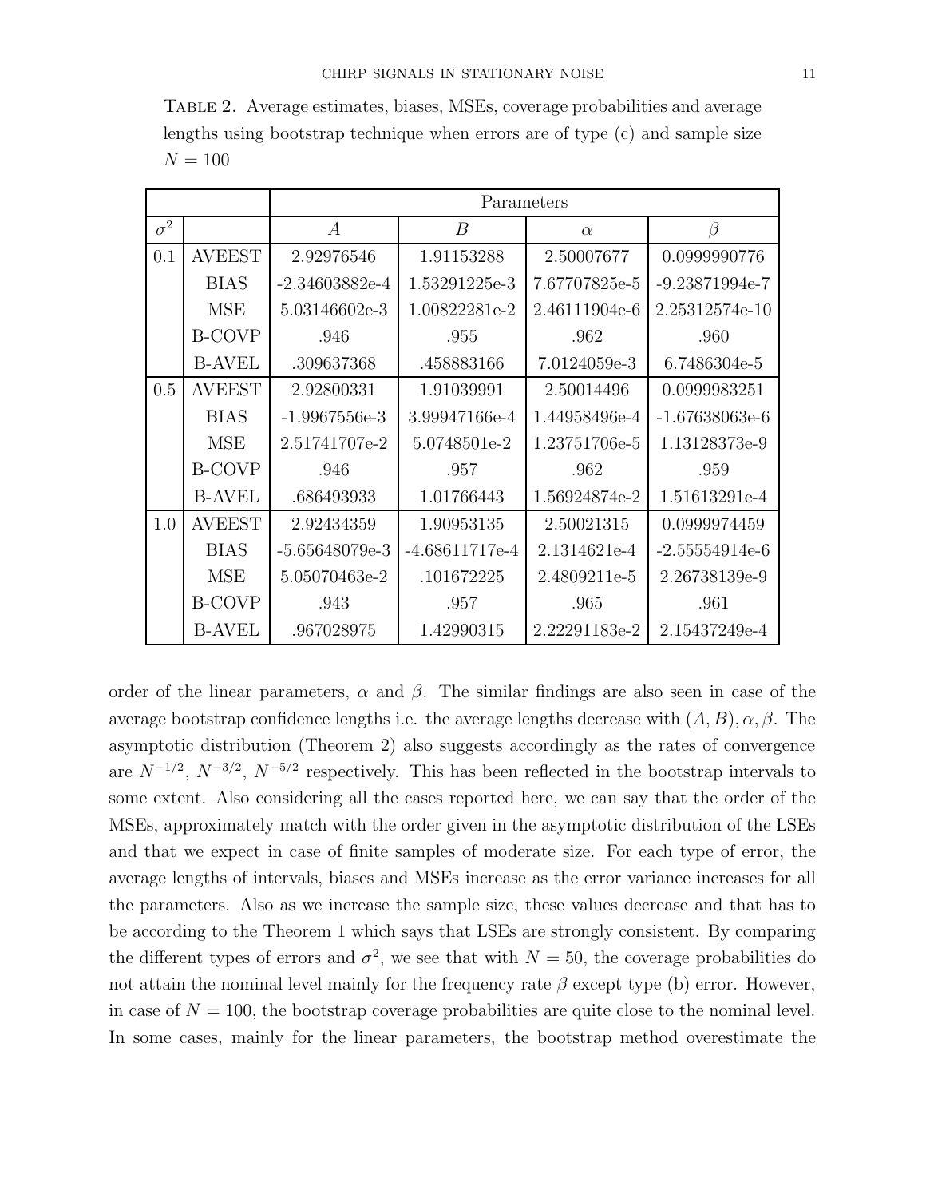Table 2. Average estimates, biases, MSEs, coverage probabilities and average lengths using bootstrap technique when errors are of type (c) and sample size $N = 100$

| | | Parameters | | | |
|---|---|---|---|---|---|
| $\sigma^2$ | | $A$ | $B$ | $\alpha$ | $\beta$ |
| 0.1 | AVEEST | 2.92976546 | 1.91153288 | 2.50007677 | 0.0999990776 |
| | BIAS | -2.34603882e-4 | 1.53291225e-3 | 7.67707825e-5 | -9.23871994e-7 |
| | MSE | 5.03146602e-3 | 1.00822281e-2 | 2.46111904e-6 | 2.25312574e-10 |
| | B-COVP | .946 | .955 | .962 | .960 |
| | B-AVEL | .309637368 | .458883166 | 7.0124059e-3 | 6.7486304e-5 |
| 0.5 | AVEEST | 2.92800331 | 1.91039991 | 2.50014496 | 0.0999983251 |
| | BIAS | -1.9967556e-3 | 3.99947166e-4 | 1.44958496e-4 | -1.67638063e-6 |
| | MSE | 2.51741707e-2 | 5.0748501e-2 | 1.23751706e-5 | 1.13128373e-9 |
| | B-COVP | .946 | .957 | .962 | .959 |
| | B-AVEL | .686493933 | 1.01766443 | 1.56924874e-2 | 1.51613291e-4 |
| 1.0 | AVEEST | 2.92434359 | 1.90953135 | 2.50021315 | 0.0999974459 |
| | BIAS | -5.65648079e-3 | -4.68611717e-4 | 2.1314621e-4 | -2.55554914e-6 |
| | MSE | 5.05070463e-2 | .101672225 | 2.4809211e-5 | 2.26738139e-9 |
| | B-COVP | .943 | .957 | .965 | .961 |
| | B-AVEL | .967028975 | 1.42990315 | 2.22291183e-2 | 2.15437249e-4 |

order of the linear parameters, $\alpha$ and $\beta$. The similar findings are also seen in case of the average bootstrap confidence lengths i.e. the average lengths decrease with $(A, B), \alpha, \beta$. The asymptotic distribution (Theorem 2) also suggests accordingly as the rates of convergence are $N^{-1/2}$, $N^{-3/2}$, $N^{-5/2}$ respectively. This has been reflected in the bootstrap intervals to some extent. Also considering all the cases reported here, we can say that the order of the MSEs, approximately match with the order given in the asymptotic distribution of the LSEs and that we expect in case of finite samples of moderate size. For each type of error, the average lengths of intervals, biases and MSEs increase as the error variance increases for all the parameters. Also as we increase the sample size, these values decrease and that has to be according to the Theorem 1 which says that LSEs are strongly consistent. By comparing the different types of errors and $\sigma^2$, we see that with $N = 50$, the coverage probabilities do not attain the nominal level mainly for the frequency rate $\beta$ except type (b) error. However, in case of $N = 100$, the bootstrap coverage probabilities are quite close to the nominal level. In some cases, mainly for the linear parameters, the bootstrap method overestimate the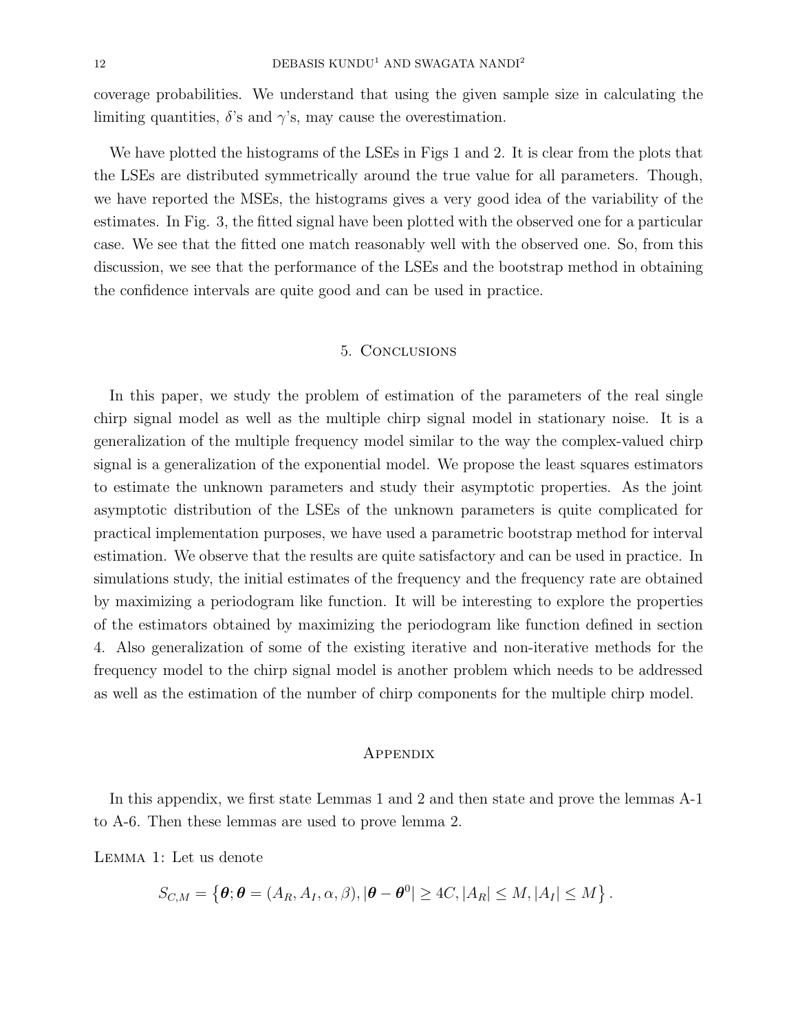coverage probabilities. We understand that using the given sample size in calculating the limiting quantities, $\delta$'s and $\gamma$'s, may cause the overestimation.

We have plotted the histograms of the LSEs in Figs 1 and 2. It is clear from the plots that the LSEs are distributed symmetrically around the true value for all parameters. Though, we have reported the MSEs, the histograms gives a very good idea of the variability of the estimates. In Fig. 3, the fitted signal have been plotted with the observed one for a particular case. We see that the fitted one match reasonably well with the observed one. So, from this discussion, we see that the performance of the LSEs and the bootstrap method in obtaining the confidence intervals are quite good and can be used in practice.

## 5. Conclusions

In this paper, we study the problem of estimation of the parameters of the real single chirp signal model as well as the multiple chirp signal model in stationary noise. It is a generalization of the multiple frequency model similar to the way the complex-valued chirp signal is a generalization of the exponential model. We propose the least squares estimators to estimate the unknown parameters and study their asymptotic properties. As the joint asymptotic distribution of the LSEs of the unknown parameters is quite complicated for practical implementation purposes, we have used a parametric bootstrap method for interval estimation. We observe that the results are quite satisfactory and can be used in practice. In simulations study, the initial estimates of the frequency and the frequency rate are obtained by maximizing a periodogram like function. It will be interesting to explore the properties of the estimators obtained by maximizing the periodogram like function defined in section 4. Also generalization of some of the existing iterative and non-iterative methods for the frequency model to the chirp signal model is another problem which needs to be addressed as well as the estimation of the number of chirp components for the multiple chirp model.

## Appendix

In this appendix, we first state Lemmas 1 and 2 and then state and prove the lemmas A-1 to A-6. Then these lemmas are used to prove lemma 2.

Lemma 1: Let us denote

$$S_{C,M} = \left\{ \boldsymbol{\theta}; \boldsymbol{\theta} = (A_R, A_I, \alpha, \beta), |\boldsymbol{\theta} - \boldsymbol{\theta}^0| \geq 4C, |A_R| \leq M, |A_I| \leq M \right\}.$$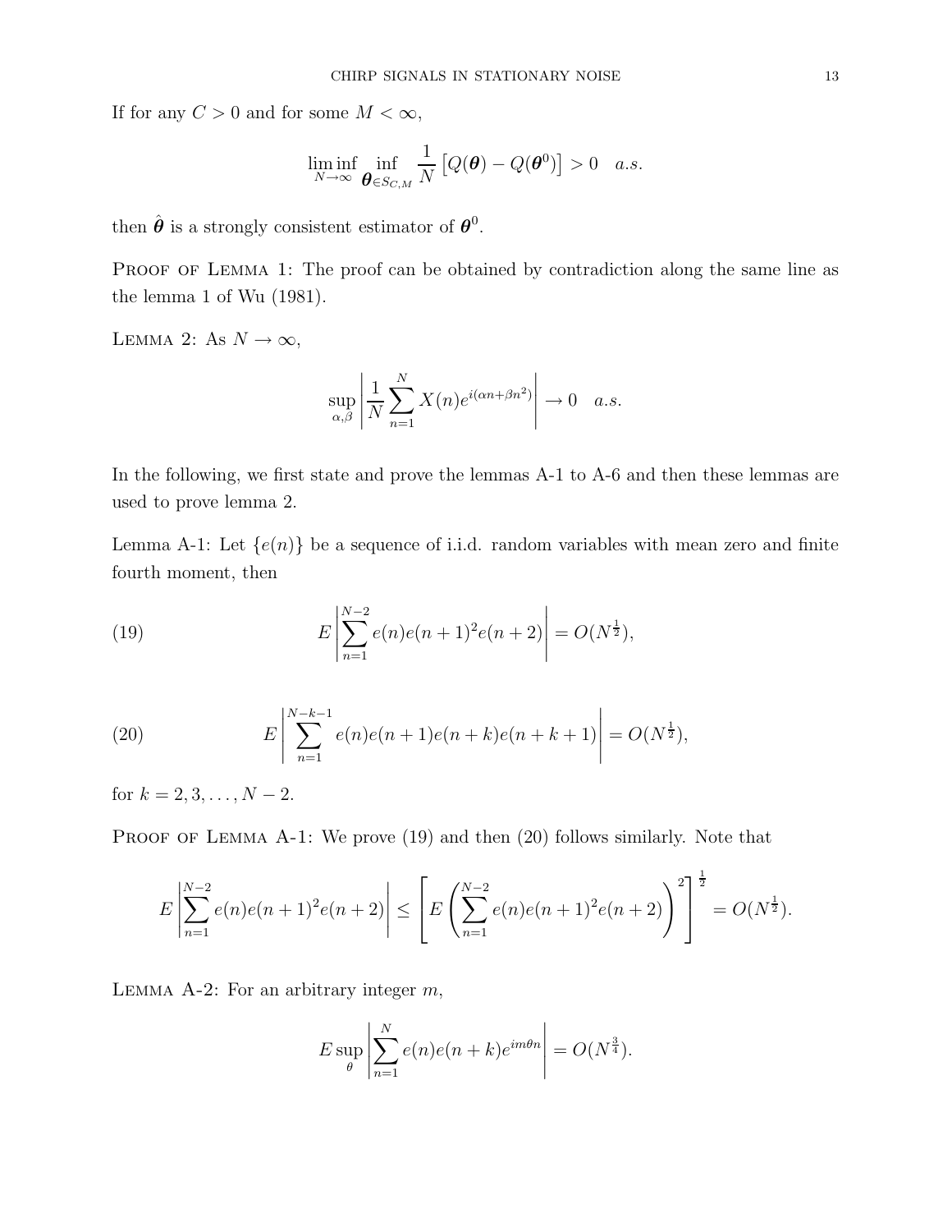If for any $C > 0$ and for some $M < \infty$,

$$\liminf_{N\to\infty} \inf_{\boldsymbol{\theta}\in S_{C,M}} \frac{1}{N}\left[Q(\boldsymbol{\theta}) - Q(\boldsymbol{\theta}^0)\right] > 0 \quad a.s.$$

then $\hat{\boldsymbol{\theta}}$ is a strongly consistent estimator of $\boldsymbol{\theta}^0$.

Proof of Lemma 1: The proof can be obtained by contradiction along the same line as the lemma 1 of Wu (1981).

Lemma 2: As $N \to \infty$,

$$\sup_{\alpha,\beta} \left| \frac{1}{N} \sum_{n=1}^{N} X(n) e^{i(\alpha n + \beta n^2)} \right| \to 0 \quad a.s.$$

In the following, we first state and prove the lemmas A-1 to A-6 and then these lemmas are used to prove lemma 2.

Lemma A-1: Let $\{e(n)\}$ be a sequence of i.i.d. random variables with mean zero and finite fourth moment, then

$$E\left|\sum_{n=1}^{N-2} e(n)e(n+1)^2 e(n+2)\right| = O(N^{\frac{1}{2}}), \tag{19}$$

$$E\left|\sum_{n=1}^{N-k-1} e(n)e(n+1)e(n+k)e(n+k+1)\right| = O(N^{\frac{1}{2}}), \tag{20}$$

for $k = 2, 3, \ldots, N-2$.

Proof of Lemma A-1: We prove (19) and then (20) follows similarly. Note that

$$E\left|\sum_{n=1}^{N-2} e(n)e(n+1)^2 e(n+2)\right| \leq \left[E\left(\sum_{n=1}^{N-2} e(n)e(n+1)^2 e(n+2)\right)^2\right]^{\frac{1}{2}} = O(N^{\frac{1}{2}}).$$

Lemma A-2: For an arbitrary integer $m$,

$$E\sup_{\theta}\left|\sum_{n=1}^{N} e(n)e(n+k)e^{im\theta n}\right| = O(N^{\frac{3}{4}}).$$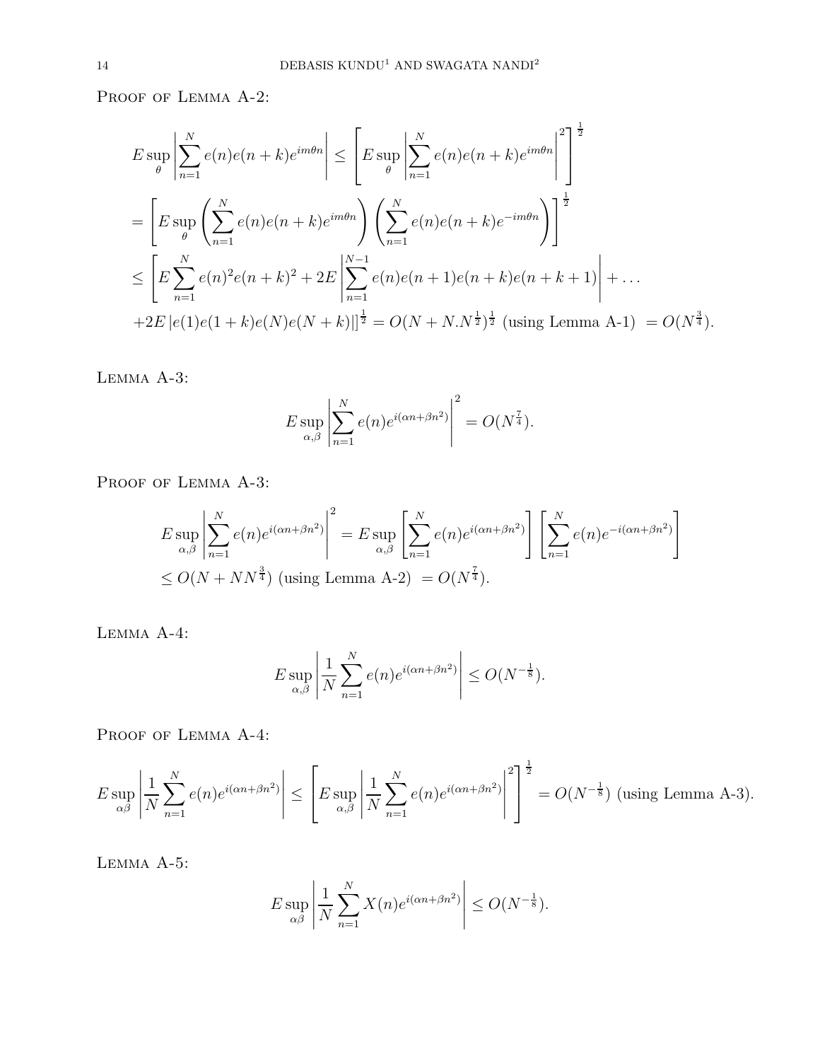Proof of Lemma A-2:

$$
\begin{aligned}
& E \sup_{\theta} \left| \sum_{n=1}^{N} e(n)e(n+k)e^{im\theta n} \right| \leq \left[ E \sup_{\theta} \left| \sum_{n=1}^{N} e(n)e(n+k)e^{im\theta n} \right|^2 \right]^{\frac{1}{2}} \\
& = \left[ E \sup_{\theta} \left( \sum_{n=1}^{N} e(n)e(n+k)e^{im\theta n} \right) \left( \sum_{n=1}^{N} e(n)e(n+k)e^{-im\theta n} \right) \right]^{\frac{1}{2}} \\
& \leq \left[ E \sum_{n=1}^{N} e(n)^2 e(n+k)^2 + 2E \left| \sum_{n=1}^{N-1} e(n)e(n+1)e(n+k)e(n+k+1) \right| + \dots \right. \\
& \left. + 2E \left| e(1)e(1+k)e(N)e(N+k) \right| \right]^{\frac{1}{2}} = O(N + N.N^{\frac{1}{2}})^{\frac{1}{2}} \text{ (using Lemma A-1) } = O(N^{\frac{3}{4}}).
\end{aligned}
$$

Lemma A-3:

$$
E \sup_{\alpha,\beta} \left| \sum_{n=1}^{N} e(n)e^{i(\alpha n + \beta n^2)} \right|^2 = O(N^{\frac{7}{4}}).
$$

Proof of Lemma A-3:

$$
\begin{aligned}
& E \sup_{\alpha,\beta} \left| \sum_{n=1}^{N} e(n)e^{i(\alpha n + \beta n^2)} \right|^2 = E \sup_{\alpha,\beta} \left[ \sum_{n=1}^{N} e(n)e^{i(\alpha n + \beta n^2)} \right] \left[ \sum_{n=1}^{N} e(n)e^{-i(\alpha n + \beta n^2)} \right] \\
& \leq O(N + NN^{\frac{3}{4}}) \text{ (using Lemma A-2) } = O(N^{\frac{7}{4}}).
\end{aligned}
$$

Lemma A-4:

$$
E \sup_{\alpha,\beta} \left| \frac{1}{N} \sum_{n=1}^{N} e(n)e^{i(\alpha n + \beta n^2)} \right| \leq O(N^{-\frac{1}{8}}).
$$

Proof of Lemma A-4:

$$
E \sup_{\alpha\beta} \left| \frac{1}{N} \sum_{n=1}^{N} e(n)e^{i(\alpha n + \beta n^2)} \right| \leq \left[ E \sup_{\alpha,\beta} \left| \frac{1}{N} \sum_{n=1}^{N} e(n)e^{i(\alpha n + \beta n^2)} \right|^2 \right]^{\frac{1}{2}} = O(N^{-\frac{1}{8}}) \text{ (using Lemma A-3).}
$$

Lemma A-5:

$$
E \sup_{\alpha\beta} \left| \frac{1}{N} \sum_{n=1}^{N} X(n)e^{i(\alpha n + \beta n^2)} \right| \leq O(N^{-\frac{1}{8}}).
$$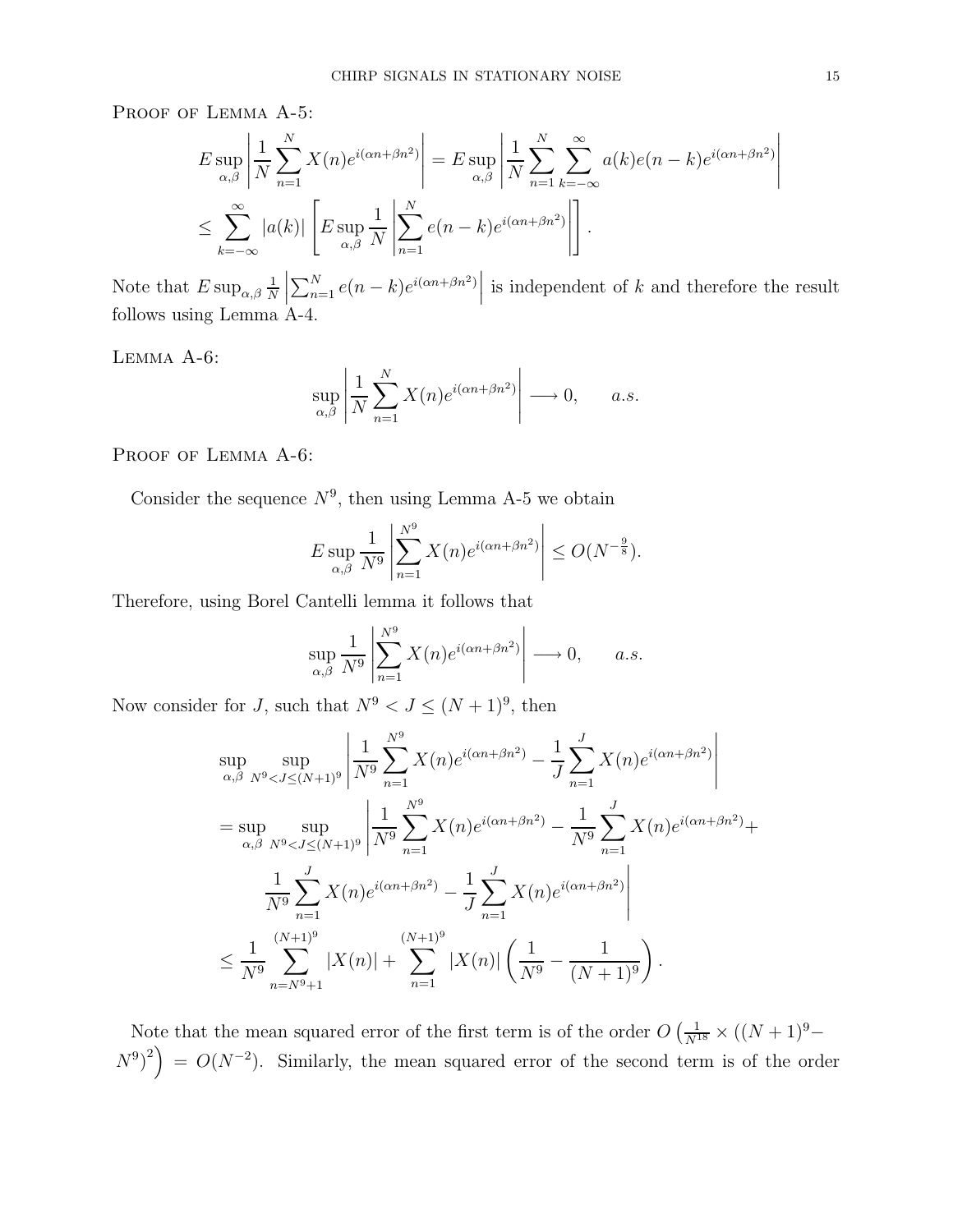Proof of Lemma A-5:

$$
\begin{aligned}
& E \sup_{\alpha,\beta} \left| \frac{1}{N} \sum_{n=1}^{N} X(n) e^{i(\alpha n + \beta n^2)} \right| = E \sup_{\alpha,\beta} \left| \frac{1}{N} \sum_{n=1}^{N} \sum_{k=-\infty}^{\infty} a(k) e(n-k) e^{i(\alpha n + \beta n^2)} \right| \\
& \leq \sum_{k=-\infty}^{\infty} |a(k)| \left[ E \sup_{\alpha,\beta} \frac{1}{N} \left| \sum_{n=1}^{N} e(n-k) e^{i(\alpha n + \beta n^2)} \right| \right].
\end{aligned}
$$

Note that $E \sup_{\alpha,\beta} \frac{1}{N} \left| \sum_{n=1}^{N} e(n-k) e^{i(\alpha n + \beta n^2)} \right|$ is independent of $k$ and therefore the result follows using Lemma A-4.

Lemma A-6:

$$
\sup_{\alpha,\beta} \left| \frac{1}{N} \sum_{n=1}^{N} X(n) e^{i(\alpha n + \beta n^2)} \right| \longrightarrow 0, \qquad a.s.
$$

Proof of Lemma A-6:

Consider the sequence $N^9$, then using Lemma A-5 we obtain

$$
E \sup_{\alpha,\beta} \frac{1}{N^9} \left| \sum_{n=1}^{N^9} X(n) e^{i(\alpha n + \beta n^2)} \right| \leq O(N^{-\frac{9}{8}}).
$$

Therefore, using Borel Cantelli lemma it follows that

$$
\sup_{\alpha,\beta} \frac{1}{N^9} \left| \sum_{n=1}^{N^9} X(n) e^{i(\alpha n + \beta n^2)} \right| \longrightarrow 0, \qquad a.s.
$$

Now consider for $J$, such that $N^9 < J \leq (N+1)^9$, then

$$
\begin{aligned}
& \sup_{\alpha,\beta} \sup_{N^9 < J \leq (N+1)^9} \left| \frac{1}{N^9} \sum_{n=1}^{N^9} X(n) e^{i(\alpha n + \beta n^2)} - \frac{1}{J} \sum_{n=1}^{J} X(n) e^{i(\alpha n + \beta n^2)} \right| \\
& = \sup_{\alpha,\beta} \sup_{N^9 < J \leq (N+1)^9} \left| \frac{1}{N^9} \sum_{n=1}^{N^9} X(n) e^{i(\alpha n + \beta n^2)} - \frac{1}{N^9} \sum_{n=1}^{J} X(n) e^{i(\alpha n + \beta n^2)} + \right. \\
& \qquad \left. \frac{1}{N^9} \sum_{n=1}^{J} X(n) e^{i(\alpha n + \beta n^2)} - \frac{1}{J} \sum_{n=1}^{J} X(n) e^{i(\alpha n + \beta n^2)} \right| \\
& \leq \frac{1}{N^9} \sum_{n=N^9+1}^{(N+1)^9} |X(n)| + \sum_{n=1}^{(N+1)^9} |X(n)| \left( \frac{1}{N^9} - \frac{1}{(N+1)^9} \right).
\end{aligned}
$$

Note that the mean squared error of the first term is of the order $O\left(\frac{1}{N^{18}} \times ((N+1)^9 - N^9)^2\right) = O(N^{-2})$. Similarly, the mean squared error of the second term is of the order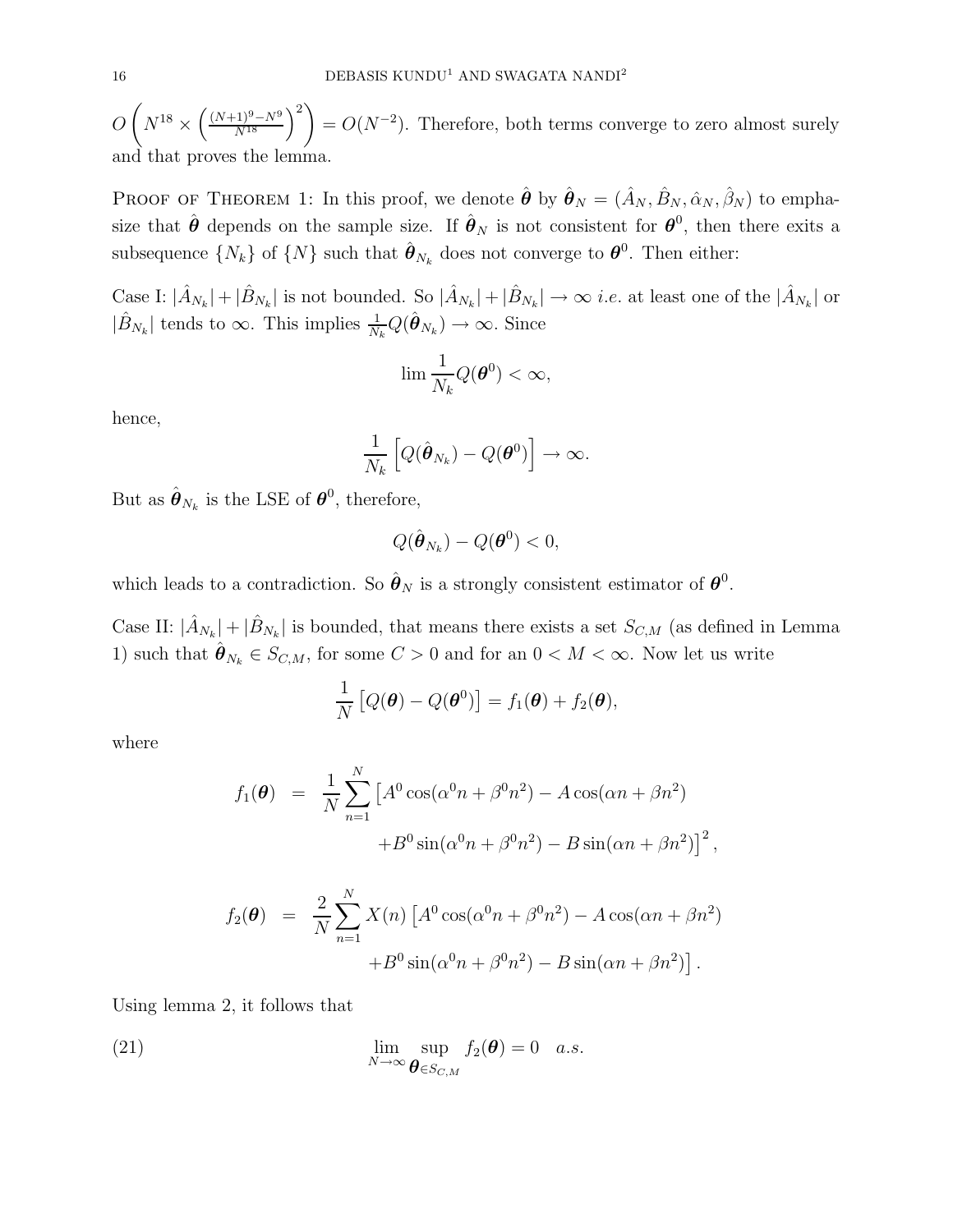$O\left(N^{18} \times \left(\frac{(N+1)^9 - N^9}{N^{18}}\right)^2\right) = O(N^{-2})$. Therefore, both terms converge to zero almost surely and that proves the lemma.

Proof of Theorem 1: In this proof, we denote $\hat{\boldsymbol{\theta}}$ by $\hat{\boldsymbol{\theta}}_N = (\hat{A}_N, \hat{B}_N, \hat{\alpha}_N, \hat{\beta}_N)$ to emphasize that $\hat{\boldsymbol{\theta}}$ depends on the sample size. If $\hat{\boldsymbol{\theta}}_N$ is not consistent for $\boldsymbol{\theta}^0$, then there exits a subsequence $\{N_k\}$ of $\{N\}$ such that $\hat{\boldsymbol{\theta}}_{N_k}$ does not converge to $\boldsymbol{\theta}^0$. Then either:

Case I: $|\hat{A}_{N_k}| + |\hat{B}_{N_k}|$ is not bounded. So $|\hat{A}_{N_k}| + |\hat{B}_{N_k}| \to \infty$ *i.e.* at least one of the $|\hat{A}_{N_k}|$ or $|\hat{B}_{N_k}|$ tends to $\infty$. This implies $\frac{1}{N_k} Q(\hat{\boldsymbol{\theta}}_{N_k}) \to \infty$. Since

$$\lim \frac{1}{N_k} Q(\boldsymbol{\theta}^0) < \infty,$$

hence,

$$\frac{1}{N_k}\left[Q(\hat{\boldsymbol{\theta}}_{N_k}) - Q(\boldsymbol{\theta}^0)\right] \to \infty.$$

But as $\hat{\boldsymbol{\theta}}_{N_k}$ is the LSE of $\boldsymbol{\theta}^0$, therefore,

$$Q(\hat{\boldsymbol{\theta}}_{N_k}) - Q(\boldsymbol{\theta}^0) < 0,$$

which leads to a contradiction. So $\hat{\boldsymbol{\theta}}_N$ is a strongly consistent estimator of $\boldsymbol{\theta}^0$.

Case II: $|\hat{A}_{N_k}| + |\hat{B}_{N_k}|$ is bounded, that means there exists a set $S_{C,M}$ (as defined in Lemma 1) such that $\hat{\boldsymbol{\theta}}_{N_k} \in S_{C,M}$, for some $C > 0$ and for an $0 < M < \infty$. Now let us write

$$\frac{1}{N}\left[Q(\boldsymbol{\theta}) - Q(\boldsymbol{\theta}^0)\right] = f_1(\boldsymbol{\theta}) + f_2(\boldsymbol{\theta}),$$

where

$$\begin{aligned} f_1(\boldsymbol{\theta}) &= \frac{1}{N}\sum_{n=1}^{N}\left[A^0\cos(\alpha^0 n + \beta^0 n^2) - A\cos(\alpha n + \beta n^2)\right. \\ &\qquad \left. + B^0 \sin(\alpha^0 n + \beta^0 n^2) - B\sin(\alpha n + \beta n^2)\right]^2, \end{aligned}$$

$$\begin{aligned} f_2(\boldsymbol{\theta}) &= \frac{2}{N}\sum_{n=1}^{N} X(n)\left[A^0\cos(\alpha^0 n + \beta^0 n^2) - A\cos(\alpha n + \beta n^2)\right. \\ &\qquad \left. + B^0 \sin(\alpha^0 n + \beta^0 n^2) - B\sin(\alpha n + \beta n^2)\right]. \end{aligned}$$

Using lemma 2, it follows that

$$\lim_{N\to\infty} \sup_{\boldsymbol{\theta} \in S_{C,M}} f_2(\boldsymbol{\theta}) = 0 \quad a.s. \tag{21}$$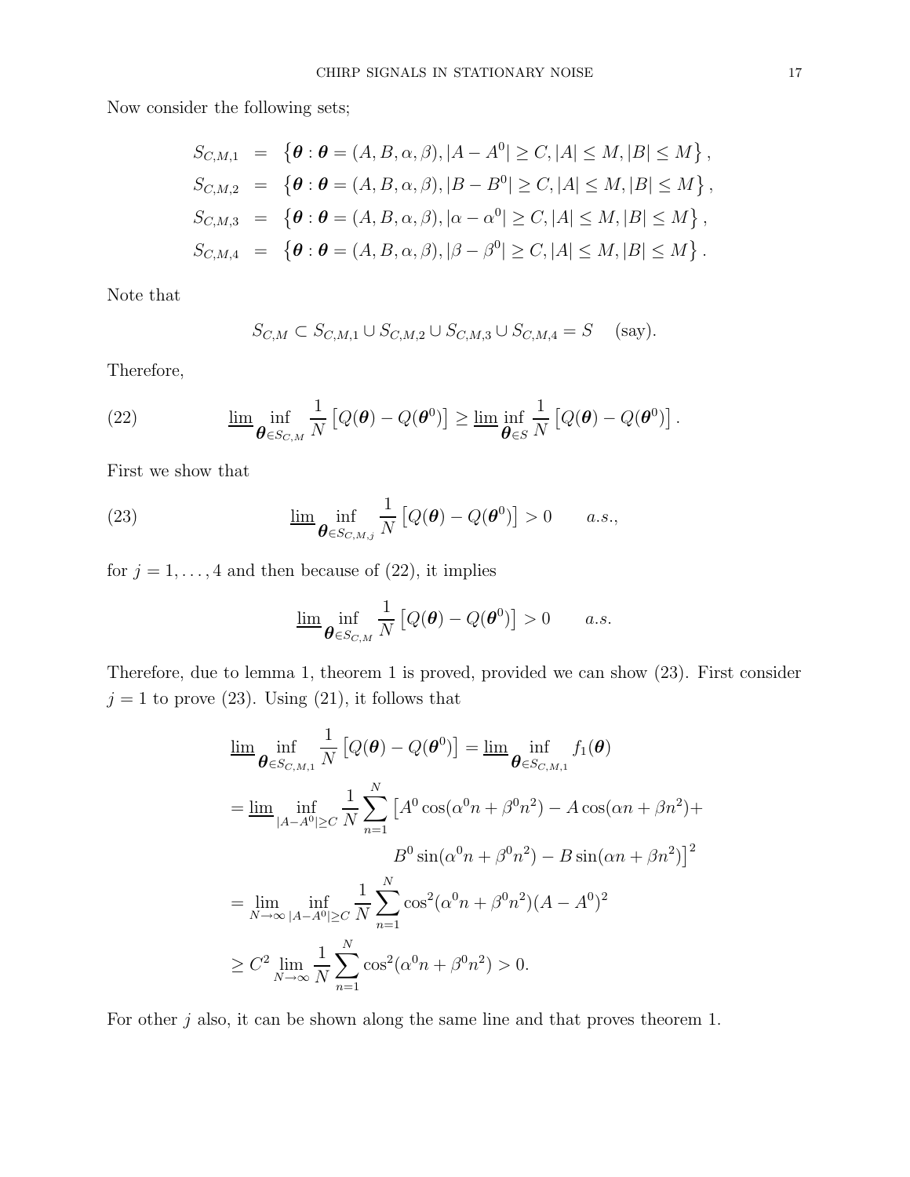Now consider the following sets;

$$
\begin{aligned}
S_{C,M,1} &= \left\{ \boldsymbol{\theta} : \boldsymbol{\theta} = (A, B, \alpha, \beta), |A - A^0| \geq C, |A| \leq M, |B| \leq M \right\}, \\
S_{C,M,2} &= \left\{ \boldsymbol{\theta} : \boldsymbol{\theta} = (A, B, \alpha, \beta), |B - B^0| \geq C, |A| \leq M, |B| \leq M \right\}, \\
S_{C,M,3} &= \left\{ \boldsymbol{\theta} : \boldsymbol{\theta} = (A, B, \alpha, \beta), |\alpha - \alpha^0| \geq C, |A| \leq M, |B| \leq M \right\}, \\
S_{C,M,4} &= \left\{ \boldsymbol{\theta} : \boldsymbol{\theta} = (A, B, \alpha, \beta), |\beta - \beta^0| \geq C, |A| \leq M, |B| \leq M \right\}.
\end{aligned}
$$

Note that

$$
S_{C,M} \subset S_{C,M,1} \cup S_{C,M,2} \cup S_{C,M,3} \cup S_{C,M,4} = S \quad \text{(say)}.
$$

Therefore,

$$
\varliminf \inf_{\boldsymbol{\theta} \in S_{C,M}} \frac{1}{N} \left[ Q(\boldsymbol{\theta}) - Q(\boldsymbol{\theta}^0) \right] \geq \varliminf \inf_{\boldsymbol{\theta} \in S} \frac{1}{N} \left[ Q(\boldsymbol{\theta}) - Q(\boldsymbol{\theta}^0) \right]. \tag{22}
$$

First we show that

$$
\varliminf \inf_{\boldsymbol{\theta} \in S_{C,M,j}} \frac{1}{N} \left[ Q(\boldsymbol{\theta}) - Q(\boldsymbol{\theta}^0) \right] > 0 \qquad a.s., \tag{23}
$$

for $j = 1, \ldots, 4$ and then because of (22), it implies

$$
\varliminf \inf_{\boldsymbol{\theta} \in S_{C,M}} \frac{1}{N} \left[ Q(\boldsymbol{\theta}) - Q(\boldsymbol{\theta}^0) \right] > 0 \qquad a.s.
$$

Therefore, due to lemma 1, theorem 1 is proved, provided we can show (23). First consider $j = 1$ to prove (23). Using (21), it follows that

$$
\begin{aligned}
&\varliminf \inf_{\boldsymbol{\theta} \in S_{C,M,1}} \frac{1}{N} \left[ Q(\boldsymbol{\theta}) - Q(\boldsymbol{\theta}^0) \right] = \varliminf \inf_{\boldsymbol{\theta} \in S_{C,M,1}} f_1(\boldsymbol{\theta}) \\
&= \varliminf \inf_{|A - A^0| \geq C} \frac{1}{N} \sum_{n=1}^{N} \left[ A^0 \cos(\alpha^0 n + \beta^0 n^2) - A \cos(\alpha n + \beta n^2) + \right. \\
&\qquad\qquad \left. B^0 \sin(\alpha^0 n + \beta^0 n^2) - B \sin(\alpha n + \beta n^2) \right]^2 \\
&= \lim_{N \to \infty} \inf_{|A - A^0| \geq C} \frac{1}{N} \sum_{n=1}^{N} \cos^2(\alpha^0 n + \beta^0 n^2)(A - A^0)^2 \\
&\geq C^2 \lim_{N \to \infty} \frac{1}{N} \sum_{n=1}^{N} \cos^2(\alpha^0 n + \beta^0 n^2) > 0.
\end{aligned}
$$

For other $j$ also, it can be shown along the same line and that proves theorem 1.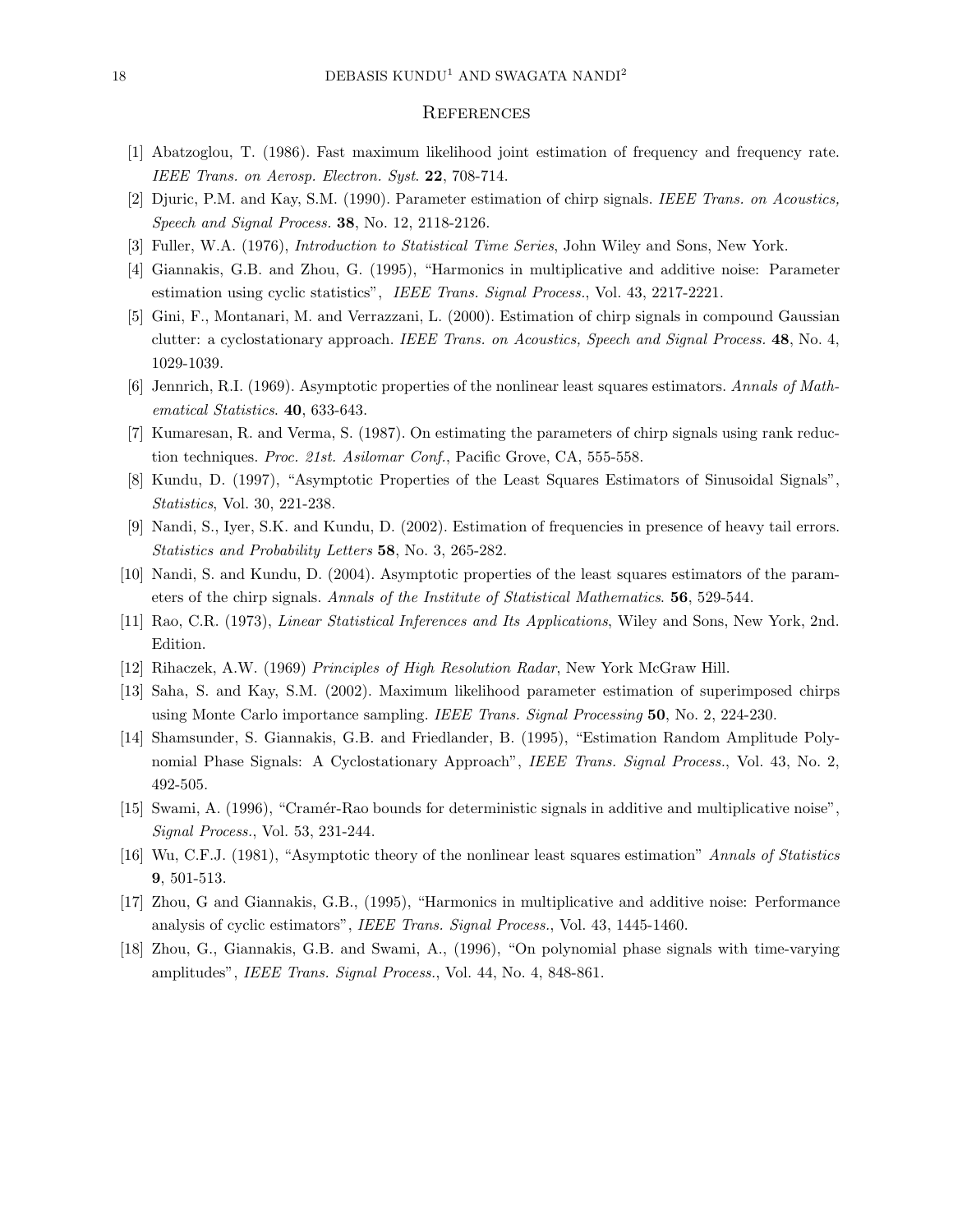## References

[1] Abatzoglou, T. (1986). Fast maximum likelihood joint estimation of frequency and frequency rate. *IEEE Trans. on Aerosp. Electron. Syst.* **22**, 708-714.

[2] Djuric, P.M. and Kay, S.M. (1990). Parameter estimation of chirp signals. *IEEE Trans. on Acoustics, Speech and Signal Process.* **38**, No. 12, 2118-2126.

[3] Fuller, W.A. (1976), *Introduction to Statistical Time Series*, John Wiley and Sons, New York.

[4] Giannakis, G.B. and Zhou, G. (1995), "Harmonics in multiplicative and additive noise: Parameter estimation using cyclic statistics", *IEEE Trans. Signal Process.*, Vol. 43, 2217-2221.

[5] Gini, F., Montanari, M. and Verrazzani, L. (2000). Estimation of chirp signals in compound Gaussian clutter: a cyclostationary approach. *IEEE Trans. on Acoustics, Speech and Signal Process.* **48**, No. 4, 1029-1039.

[6] Jennrich, R.I. (1969). Asymptotic properties of the nonlinear least squares estimators. *Annals of Mathematical Statistics*. **40**, 633-643.

[7] Kumaresan, R. and Verma, S. (1987). On estimating the parameters of chirp signals using rank reduction techniques. *Proc. 21st. Asilomar Conf.*, Pacific Grove, CA, 555-558.

[8] Kundu, D. (1997), "Asymptotic Properties of the Least Squares Estimators of Sinusoidal Signals", *Statistics*, Vol. 30, 221-238.

[9] Nandi, S., Iyer, S.K. and Kundu, D. (2002). Estimation of frequencies in presence of heavy tail errors. *Statistics and Probability Letters* **58**, No. 3, 265-282.

[10] Nandi, S. and Kundu, D. (2004). Asymptotic properties of the least squares estimators of the parameters of the chirp signals. *Annals of the Institute of Statistical Mathematics*. **56**, 529-544.

[11] Rao, C.R. (1973), *Linear Statistical Inferences and Its Applications*, Wiley and Sons, New York, 2nd. Edition.

[12] Rihaczek, A.W. (1969) *Principles of High Resolution Radar*, New York McGraw Hill.

[13] Saha, S. and Kay, S.M. (2002). Maximum likelihood parameter estimation of superimposed chirps using Monte Carlo importance sampling. *IEEE Trans. Signal Processing* **50**, No. 2, 224-230.

[14] Shamsunder, S. Giannakis, G.B. and Friedlander, B. (1995), "Estimation Random Amplitude Polynomial Phase Signals: A Cyclostationary Approach", *IEEE Trans. Signal Process.*, Vol. 43, No. 2, 492-505.

[15] Swami, A. (1996), "Cramér-Rao bounds for deterministic signals in additive and multiplicative noise", *Signal Process.*, Vol. 53, 231-244.

[16] Wu, C.F.J. (1981), "Asymptotic theory of the nonlinear least squares estimation" *Annals of Statistics* **9**, 501-513.

[17] Zhou, G and Giannakis, G.B., (1995), "Harmonics in multiplicative and additive noise: Performance analysis of cyclic estimators", *IEEE Trans. Signal Process.*, Vol. 43, 1445-1460.

[18] Zhou, G., Giannakis, G.B. and Swami, A., (1996), "On polynomial phase signals with time-varying amplitudes", *IEEE Trans. Signal Process.*, Vol. 44, No. 4, 848-861.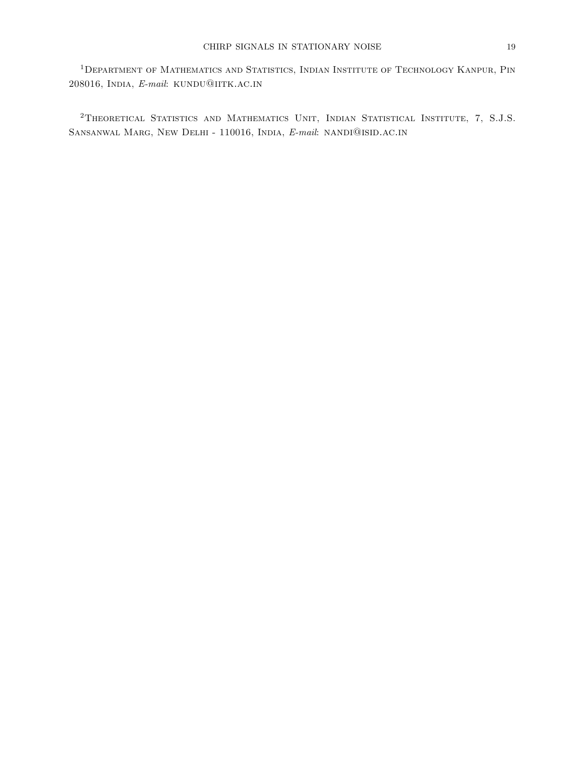[1]Department of Mathematics and Statistics, Indian Institute of Technology Kanpur, Pin 208016, India, *E-mail*: kundu@iitk.ac.in

[2]Theoretical Statistics and Mathematics Unit, Indian Statistical Institute, 7, S.J.S. Sansanwal Marg, New Delhi - 110016, India, *E-mail*: nandi@isid.ac.in